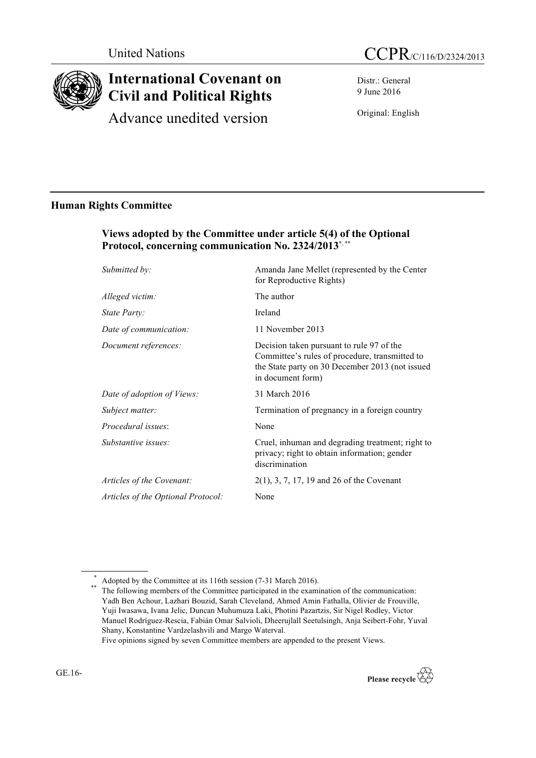United Nations

CCPR/C/116/D/2324/2013

# International Covenant on Civil and Political Rights

Advance unedited version

Distr.: General
9 June 2016

Original: English

## Human Rights Committee

### Views adopted by the Committee under article 5(4) of the Optional Protocol, concerning communication No. 2324/2013[*, **]

| | |
|---|---|
| *Submitted by:* | Amanda Jane Mellet (represented by the Center for Reproductive Rights) |
| *Alleged victim:* | The author |
| *State Party:* | Ireland |
| *Date of communication:* | 11 November 2013 |
| *Document references:* | Decision taken pursuant to rule 97 of the Committee's rules of procedure, transmitted to the State party on 30 December 2013 (not issued in document form) |
| *Date of adoption of Views:* | 31 March 2016 |
| *Subject matter:* | Termination of pregnancy in a foreign country |
| *Procedural issues*: | None |
| *Substantive issues:* | Cruel, inhuman and degrading treatment; right to privacy; right to obtain information; gender discrimination |
| *Articles of the Covenant:* | 2(1), 3, 7, 17, 19 and 26 of the Covenant |
| *Articles of the Optional Protocol:* | None |

[*] Adopted by the Committee at its 116th session (7-31 March 2016).

[**] The following members of the Committee participated in the examination of the communication: Yadh Ben Achour, Lazhari Bouzid, Sarah Cleveland, Ahmed Amin Fathalla, Olivier de Frouville, Yuji Iwasawa, Ivana Jelic, Duncan Muhumuza Laki, Photini Pazartzis, Sir Nigel Rodley, Victor Manuel Rodríguez-Rescia, Fabián Omar Salvioli, Dheerujlall Seetulsingh, Anja Seibert-Fohr, Yuval Shany, Konstantine Vardzelashvili and Margo Waterval.

Five opinions signed by seven Committee members are appended to the present Views.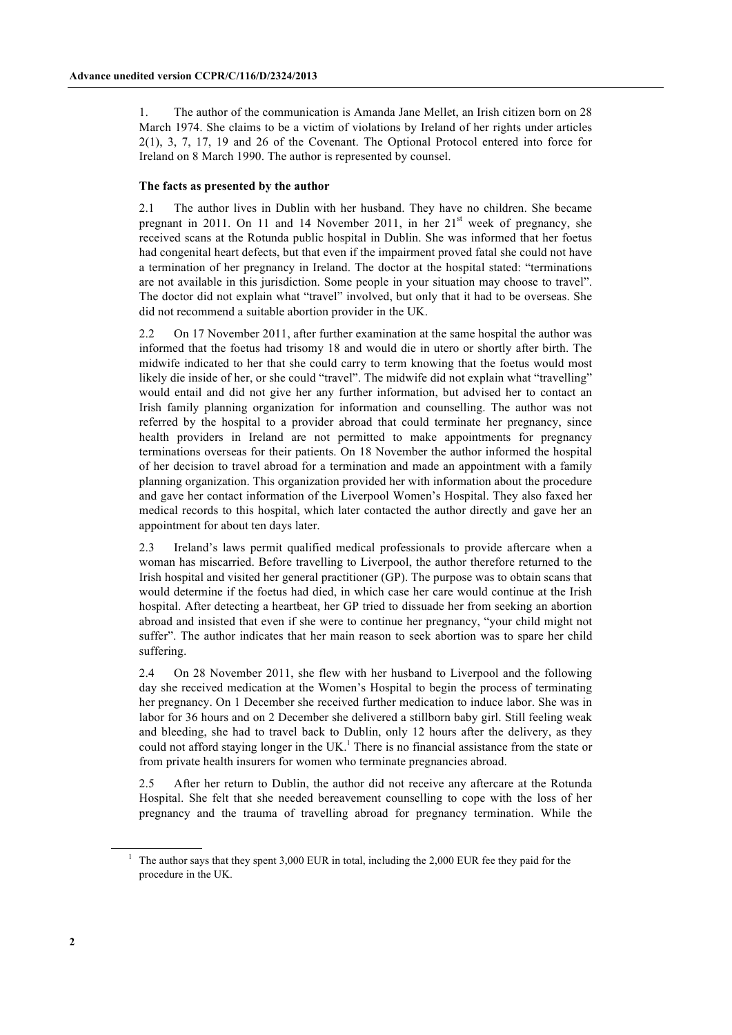1. The author of the communication is Amanda Jane Mellet, an Irish citizen born on 28 March 1974. She claims to be a victim of violations by Ireland of her rights under articles 2(1), 3, 7, 17, 19 and 26 of the Covenant. The Optional Protocol entered into force for Ireland on 8 March 1990. The author is represented by counsel.

**The facts as presented by the author**

2.1 The author lives in Dublin with her husband. They have no children. She became pregnant in 2011. On 11 and 14 November 2011, in her 21st week of pregnancy, she received scans at the Rotunda public hospital in Dublin. She was informed that her foetus had congenital heart defects, but that even if the impairment proved fatal she could not have a termination of her pregnancy in Ireland. The doctor at the hospital stated: "terminations are not available in this jurisdiction. Some people in your situation may choose to travel". The doctor did not explain what "travel" involved, but only that it had to be overseas. She did not recommend a suitable abortion provider in the UK.

2.2 On 17 November 2011, after further examination at the same hospital the author was informed that the foetus had trisomy 18 and would die in utero or shortly after birth. The midwife indicated to her that she could carry to term knowing that the foetus would most likely die inside of her, or she could "travel". The midwife did not explain what "travelling" would entail and did not give her any further information, but advised her to contact an Irish family planning organization for information and counselling. The author was not referred by the hospital to a provider abroad that could terminate her pregnancy, since health providers in Ireland are not permitted to make appointments for pregnancy terminations overseas for their patients. On 18 November the author informed the hospital of her decision to travel abroad for a termination and made an appointment with a family planning organization. This organization provided her with information about the procedure and gave her contact information of the Liverpool Women's Hospital. They also faxed her medical records to this hospital, which later contacted the author directly and gave her an appointment for about ten days later.

2.3 Ireland's laws permit qualified medical professionals to provide aftercare when a woman has miscarried. Before travelling to Liverpool, the author therefore returned to the Irish hospital and visited her general practitioner (GP). The purpose was to obtain scans that would determine if the foetus had died, in which case her care would continue at the Irish hospital. After detecting a heartbeat, her GP tried to dissuade her from seeking an abortion abroad and insisted that even if she were to continue her pregnancy, "your child might not suffer". The author indicates that her main reason to seek abortion was to spare her child suffering.

2.4 On 28 November 2011, she flew with her husband to Liverpool and the following day she received medication at the Women's Hospital to begin the process of terminating her pregnancy. On 1 December she received further medication to induce labor. She was in labor for 36 hours and on 2 December she delivered a stillborn baby girl. Still feeling weak and bleeding, she had to travel back to Dublin, only 12 hours after the delivery, as they could not afford staying longer in the UK.[1] There is no financial assistance from the state or from private health insurers for women who terminate pregnancies abroad.

2.5 After her return to Dublin, the author did not receive any aftercare at the Rotunda Hospital. She felt that she needed bereavement counselling to cope with the loss of her pregnancy and the trauma of travelling abroad for pregnancy termination. While the

[1] The author says that they spent 3,000 EUR in total, including the 2,000 EUR fee they paid for the procedure in the UK.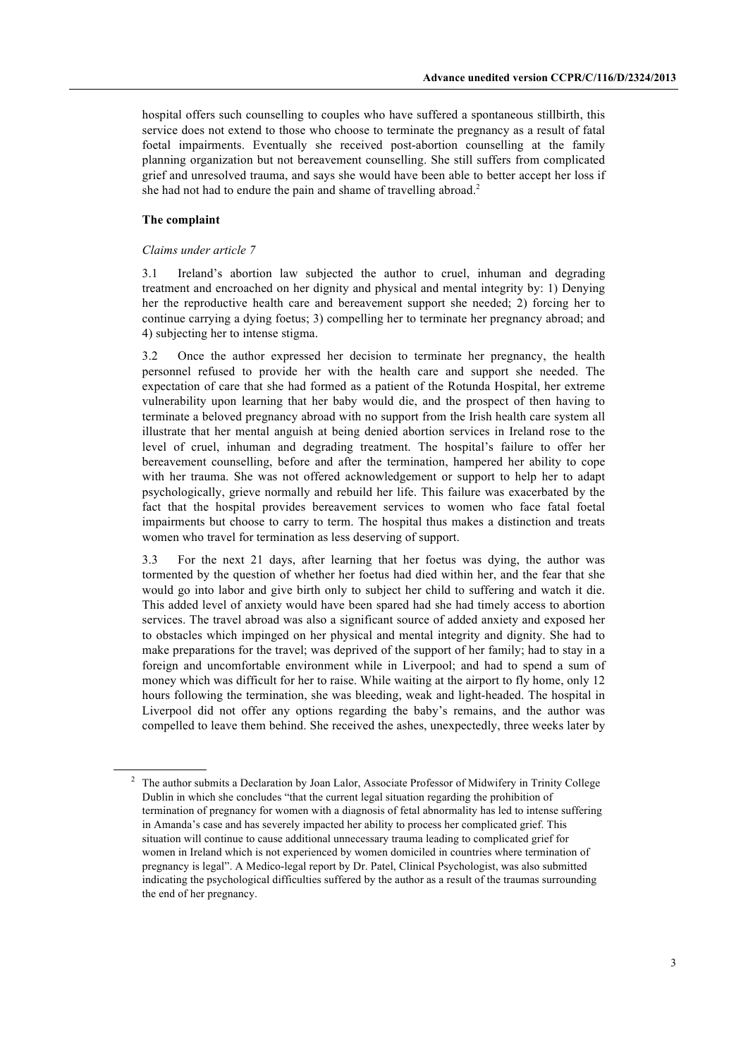hospital offers such counselling to couples who have suffered a spontaneous stillbirth, this service does not extend to those who choose to terminate the pregnancy as a result of fatal foetal impairments. Eventually she received post-abortion counselling at the family planning organization but not bereavement counselling. She still suffers from complicated grief and unresolved trauma, and says she would have been able to better accept her loss if she had not had to endure the pain and shame of travelling abroad.[2]

**The complaint**

*Claims under article 7*

3.1 Ireland's abortion law subjected the author to cruel, inhuman and degrading treatment and encroached on her dignity and physical and mental integrity by: 1) Denying her the reproductive health care and bereavement support she needed; 2) forcing her to continue carrying a dying foetus; 3) compelling her to terminate her pregnancy abroad; and 4) subjecting her to intense stigma.

3.2 Once the author expressed her decision to terminate her pregnancy, the health personnel refused to provide her with the health care and support she needed. The expectation of care that she had formed as a patient of the Rotunda Hospital, her extreme vulnerability upon learning that her baby would die, and the prospect of then having to terminate a beloved pregnancy abroad with no support from the Irish health care system all illustrate that her mental anguish at being denied abortion services in Ireland rose to the level of cruel, inhuman and degrading treatment. The hospital's failure to offer her bereavement counselling, before and after the termination, hampered her ability to cope with her trauma. She was not offered acknowledgement or support to help her to adapt psychologically, grieve normally and rebuild her life. This failure was exacerbated by the fact that the hospital provides bereavement services to women who face fatal foetal impairments but choose to carry to term. The hospital thus makes a distinction and treats women who travel for termination as less deserving of support.

3.3 For the next 21 days, after learning that her foetus was dying, the author was tormented by the question of whether her foetus had died within her, and the fear that she would go into labor and give birth only to subject her child to suffering and watch it die. This added level of anxiety would have been spared had she had timely access to abortion services. The travel abroad was also a significant source of added anxiety and exposed her to obstacles which impinged on her physical and mental integrity and dignity. She had to make preparations for the travel; was deprived of the support of her family; had to stay in a foreign and uncomfortable environment while in Liverpool; and had to spend a sum of money which was difficult for her to raise. While waiting at the airport to fly home, only 12 hours following the termination, she was bleeding, weak and light-headed. The hospital in Liverpool did not offer any options regarding the baby's remains, and the author was compelled to leave them behind. She received the ashes, unexpectedly, three weeks later by

[2] The author submits a Declaration by Joan Lalor, Associate Professor of Midwifery in Trinity College Dublin in which she concludes "that the current legal situation regarding the prohibition of termination of pregnancy for women with a diagnosis of fetal abnormality has led to intense suffering in Amanda's case and has severely impacted her ability to process her complicated grief. This situation will continue to cause additional unnecessary trauma leading to complicated grief for women in Ireland which is not experienced by women domiciled in countries where termination of pregnancy is legal". A Medico-legal report by Dr. Patel, Clinical Psychologist, was also submitted indicating the psychological difficulties suffered by the author as a result of the traumas surrounding the end of her pregnancy.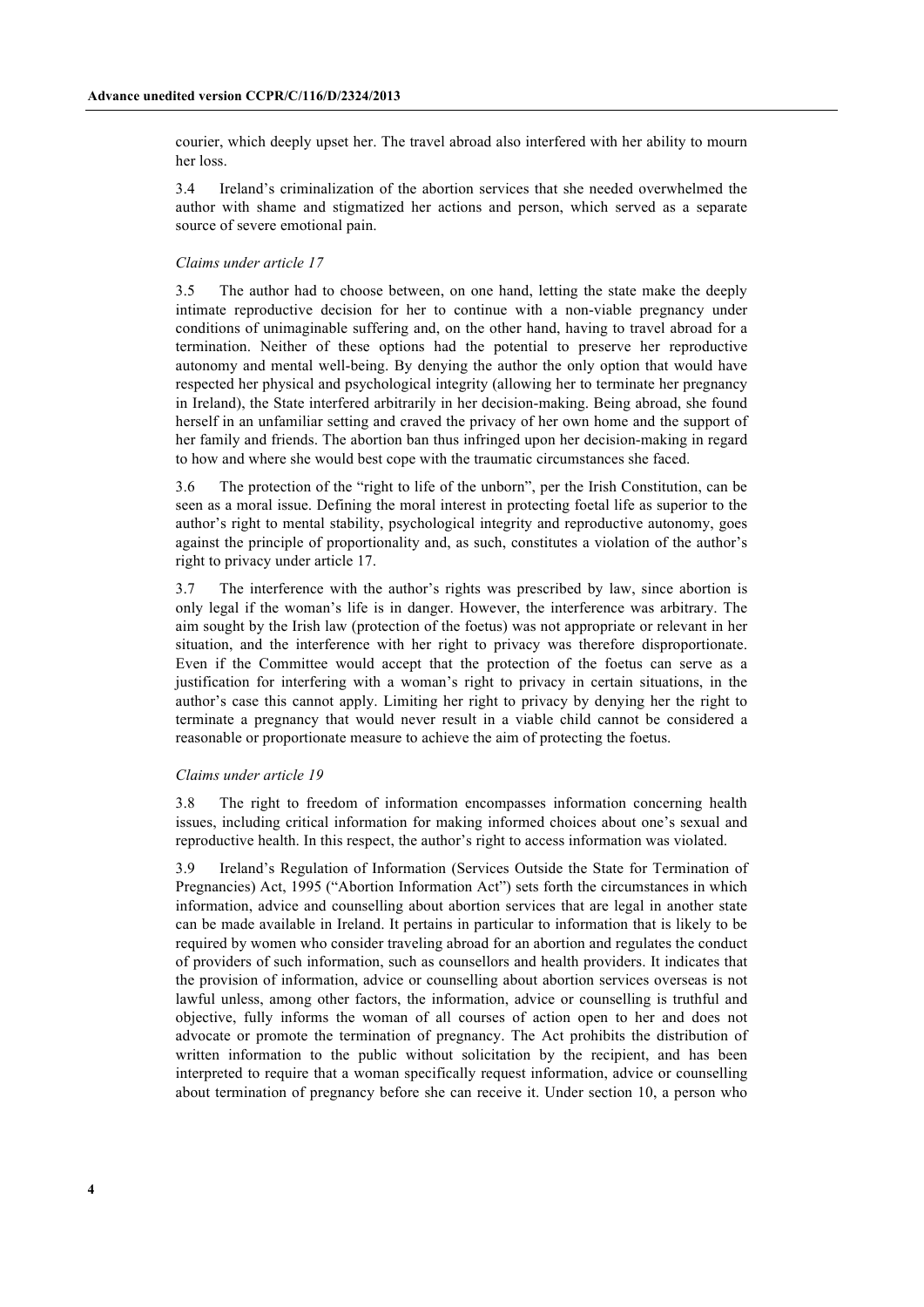courier, which deeply upset her. The travel abroad also interfered with her ability to mourn her loss.

3.4 Ireland's criminalization of the abortion services that she needed overwhelmed the author with shame and stigmatized her actions and person, which served as a separate source of severe emotional pain.

*Claims under article 17*

3.5 The author had to choose between, on one hand, letting the state make the deeply intimate reproductive decision for her to continue with a non-viable pregnancy under conditions of unimaginable suffering and, on the other hand, having to travel abroad for a termination. Neither of these options had the potential to preserve her reproductive autonomy and mental well-being. By denying the author the only option that would have respected her physical and psychological integrity (allowing her to terminate her pregnancy in Ireland), the State interfered arbitrarily in her decision-making. Being abroad, she found herself in an unfamiliar setting and craved the privacy of her own home and the support of her family and friends. The abortion ban thus infringed upon her decision-making in regard to how and where she would best cope with the traumatic circumstances she faced.

3.6 The protection of the "right to life of the unborn", per the Irish Constitution, can be seen as a moral issue. Defining the moral interest in protecting foetal life as superior to the author's right to mental stability, psychological integrity and reproductive autonomy, goes against the principle of proportionality and, as such, constitutes a violation of the author's right to privacy under article 17.

3.7 The interference with the author's rights was prescribed by law, since abortion is only legal if the woman's life is in danger. However, the interference was arbitrary. The aim sought by the Irish law (protection of the foetus) was not appropriate or relevant in her situation, and the interference with her right to privacy was therefore disproportionate. Even if the Committee would accept that the protection of the foetus can serve as a justification for interfering with a woman's right to privacy in certain situations, in the author's case this cannot apply. Limiting her right to privacy by denying her the right to terminate a pregnancy that would never result in a viable child cannot be considered a reasonable or proportionate measure to achieve the aim of protecting the foetus.

*Claims under article 19*

3.8 The right to freedom of information encompasses information concerning health issues, including critical information for making informed choices about one's sexual and reproductive health. In this respect, the author's right to access information was violated.

3.9 Ireland's Regulation of Information (Services Outside the State for Termination of Pregnancies) Act, 1995 ("Abortion Information Act") sets forth the circumstances in which information, advice and counselling about abortion services that are legal in another state can be made available in Ireland. It pertains in particular to information that is likely to be required by women who consider traveling abroad for an abortion and regulates the conduct of providers of such information, such as counsellors and health providers. It indicates that the provision of information, advice or counselling about abortion services overseas is not lawful unless, among other factors, the information, advice or counselling is truthful and objective, fully informs the woman of all courses of action open to her and does not advocate or promote the termination of pregnancy. The Act prohibits the distribution of written information to the public without solicitation by the recipient, and has been interpreted to require that a woman specifically request information, advice or counselling about termination of pregnancy before she can receive it. Under section 10, a person who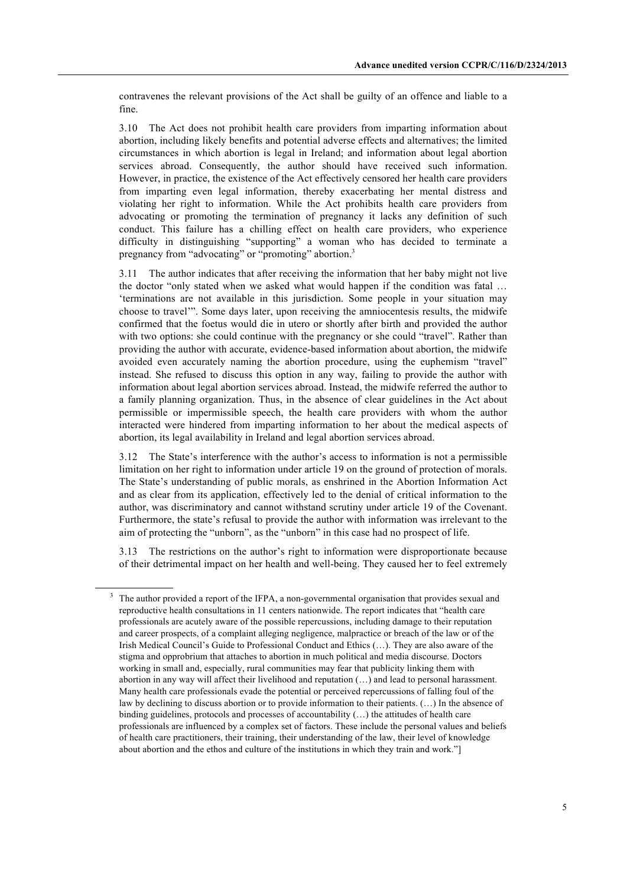contravenes the relevant provisions of the Act shall be guilty of an offence and liable to a fine.

3.10 The Act does not prohibit health care providers from imparting information about abortion, including likely benefits and potential adverse effects and alternatives; the limited circumstances in which abortion is legal in Ireland; and information about legal abortion services abroad. Consequently, the author should have received such information. However, in practice, the existence of the Act effectively censored her health care providers from imparting even legal information, thereby exacerbating her mental distress and violating her right to information. While the Act prohibits health care providers from advocating or promoting the termination of pregnancy it lacks any definition of such conduct. This failure has a chilling effect on health care providers, who experience difficulty in distinguishing "supporting" a woman who has decided to terminate a pregnancy from "advocating" or "promoting" abortion.[3]

3.11 The author indicates that after receiving the information that her baby might not live the doctor "only stated when we asked what would happen if the condition was fatal … 'terminations are not available in this jurisdiction. Some people in your situation may choose to travel'". Some days later, upon receiving the amniocentesis results, the midwife confirmed that the foetus would die in utero or shortly after birth and provided the author with two options: she could continue with the pregnancy or she could "travel". Rather than providing the author with accurate, evidence-based information about abortion, the midwife avoided even accurately naming the abortion procedure, using the euphemism "travel" instead. She refused to discuss this option in any way, failing to provide the author with information about legal abortion services abroad. Instead, the midwife referred the author to a family planning organization. Thus, in the absence of clear guidelines in the Act about permissible or impermissible speech, the health care providers with whom the author interacted were hindered from imparting information to her about the medical aspects of abortion, its legal availability in Ireland and legal abortion services abroad.

3.12 The State's interference with the author's access to information is not a permissible limitation on her right to information under article 19 on the ground of protection of morals. The State's understanding of public morals, as enshrined in the Abortion Information Act and as clear from its application, effectively led to the denial of critical information to the author, was discriminatory and cannot withstand scrutiny under article 19 of the Covenant. Furthermore, the state's refusal to provide the author with information was irrelevant to the aim of protecting the "unborn", as the "unborn" in this case had no prospect of life.

3.13 The restrictions on the author's right to information were disproportionate because of their detrimental impact on her health and well-being. They caused her to feel extremely

---

[3] The author provided a report of the IFPA, a non-governmental organisation that provides sexual and reproductive health consultations in 11 centers nationwide. The report indicates that "health care professionals are acutely aware of the possible repercussions, including damage to their reputation and career prospects, of a complaint alleging negligence, malpractice or breach of the law or of the Irish Medical Council's Guide to Professional Conduct and Ethics (…). They are also aware of the stigma and opprobrium that attaches to abortion in much political and media discourse. Doctors working in small and, especially, rural communities may fear that publicity linking them with abortion in any way will affect their livelihood and reputation (…) and lead to personal harassment. Many health care professionals evade the potential or perceived repercussions of falling foul of the law by declining to discuss abortion or to provide information to their patients. (…) In the absence of binding guidelines, protocols and processes of accountability (…) the attitudes of health care professionals are influenced by a complex set of factors. These include the personal values and beliefs of health care practitioners, their training, their understanding of the law, their level of knowledge about abortion and the ethos and culture of the institutions in which they train and work."]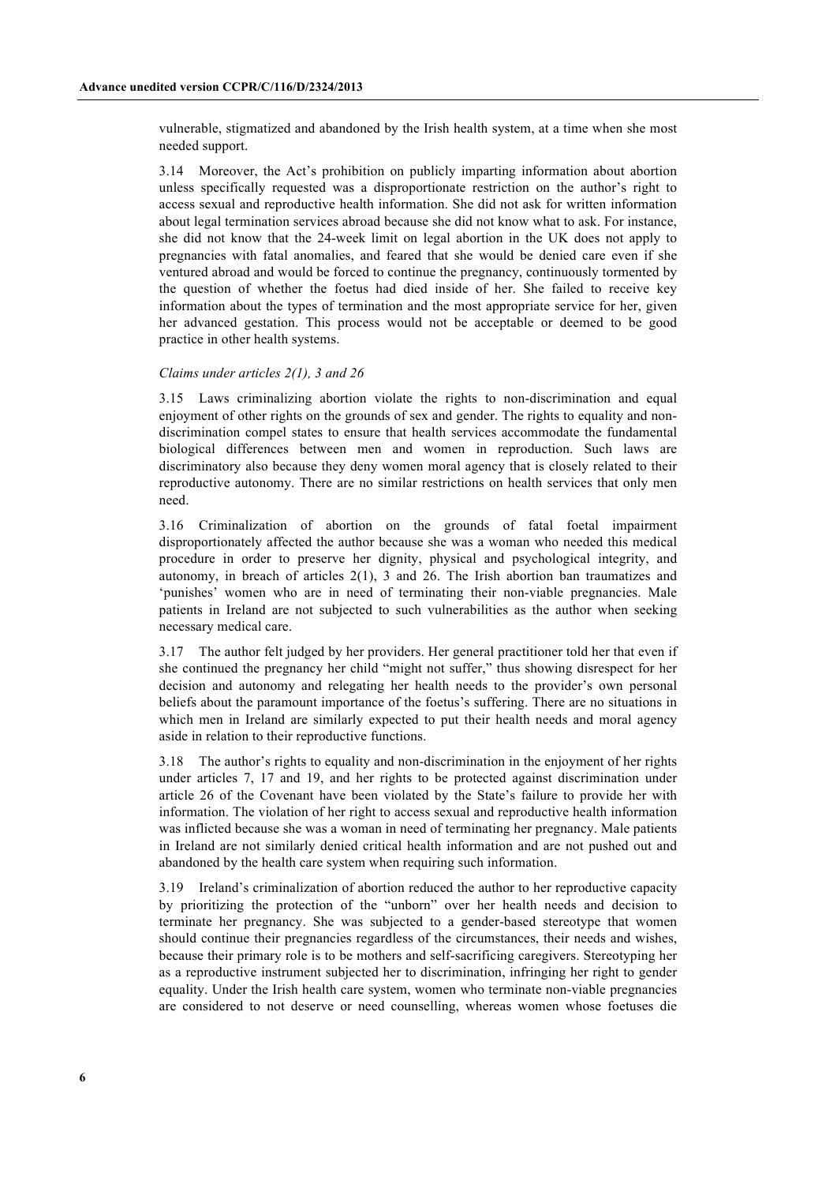vulnerable, stigmatized and abandoned by the Irish health system, at a time when she most needed support.

3.14 Moreover, the Act's prohibition on publicly imparting information about abortion unless specifically requested was a disproportionate restriction on the author's right to access sexual and reproductive health information. She did not ask for written information about legal termination services abroad because she did not know what to ask. For instance, she did not know that the 24-week limit on legal abortion in the UK does not apply to pregnancies with fatal anomalies, and feared that she would be denied care even if she ventured abroad and would be forced to continue the pregnancy, continuously tormented by the question of whether the foetus had died inside of her. She failed to receive key information about the types of termination and the most appropriate service for her, given her advanced gestation. This process would not be acceptable or deemed to be good practice in other health systems.

*Claims under articles 2(1), 3 and 26*

3.15 Laws criminalizing abortion violate the rights to non-discrimination and equal enjoyment of other rights on the grounds of sex and gender. The rights to equality and non-discrimination compel states to ensure that health services accommodate the fundamental biological differences between men and women in reproduction. Such laws are discriminatory also because they deny women moral agency that is closely related to their reproductive autonomy. There are no similar restrictions on health services that only men need.

3.16 Criminalization of abortion on the grounds of fatal foetal impairment disproportionately affected the author because she was a woman who needed this medical procedure in order to preserve her dignity, physical and psychological integrity, and autonomy, in breach of articles 2(1), 3 and 26. The Irish abortion ban traumatizes and 'punishes' women who are in need of terminating their non-viable pregnancies. Male patients in Ireland are not subjected to such vulnerabilities as the author when seeking necessary medical care.

3.17 The author felt judged by her providers. Her general practitioner told her that even if she continued the pregnancy her child "might not suffer," thus showing disrespect for her decision and autonomy and relegating her health needs to the provider's own personal beliefs about the paramount importance of the foetus's suffering. There are no situations in which men in Ireland are similarly expected to put their health needs and moral agency aside in relation to their reproductive functions.

3.18 The author's rights to equality and non-discrimination in the enjoyment of her rights under articles 7, 17 and 19, and her rights to be protected against discrimination under article 26 of the Covenant have been violated by the State's failure to provide her with information. The violation of her right to access sexual and reproductive health information was inflicted because she was a woman in need of terminating her pregnancy. Male patients in Ireland are not similarly denied critical health information and are not pushed out and abandoned by the health care system when requiring such information.

3.19 Ireland's criminalization of abortion reduced the author to her reproductive capacity by prioritizing the protection of the "unborn" over her health needs and decision to terminate her pregnancy. She was subjected to a gender-based stereotype that women should continue their pregnancies regardless of the circumstances, their needs and wishes, because their primary role is to be mothers and self-sacrificing caregivers. Stereotyping her as a reproductive instrument subjected her to discrimination, infringing her right to gender equality. Under the Irish health care system, women who terminate non-viable pregnancies are considered to not deserve or need counselling, whereas women whose foetuses die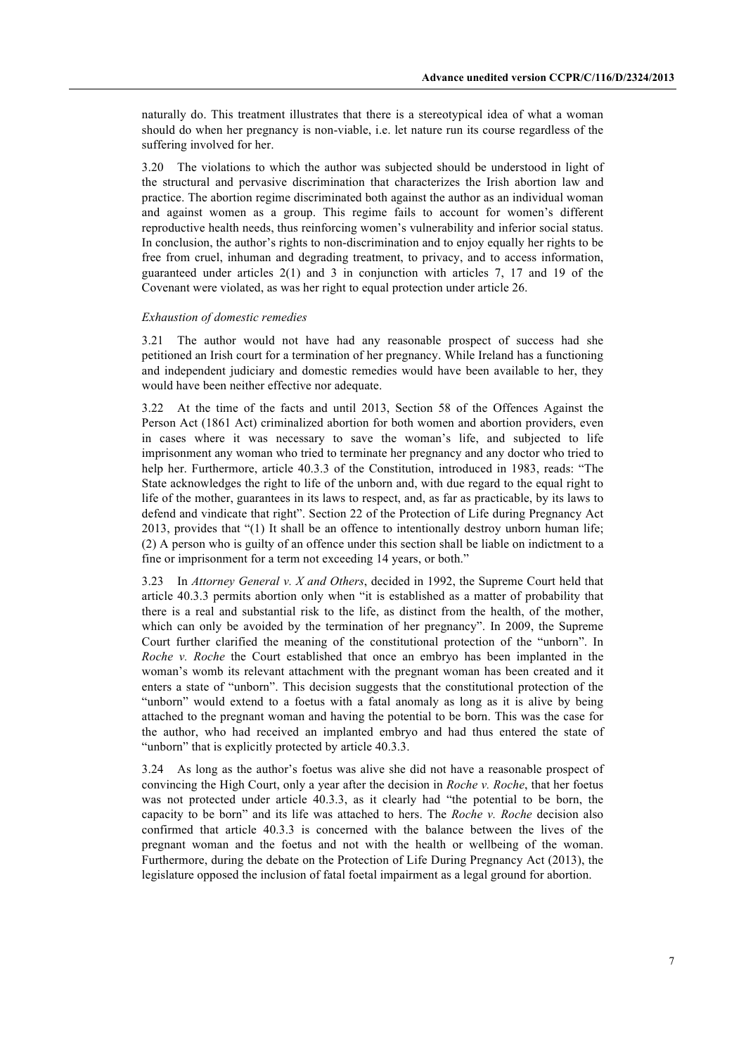naturally do. This treatment illustrates that there is a stereotypical idea of what a woman should do when her pregnancy is non-viable, i.e. let nature run its course regardless of the suffering involved for her.

3.20 The violations to which the author was subjected should be understood in light of the structural and pervasive discrimination that characterizes the Irish abortion law and practice. The abortion regime discriminated both against the author as an individual woman and against women as a group. This regime fails to account for women's different reproductive health needs, thus reinforcing women's vulnerability and inferior social status. In conclusion, the author's rights to non-discrimination and to enjoy equally her rights to be free from cruel, inhuman and degrading treatment, to privacy, and to access information, guaranteed under articles 2(1) and 3 in conjunction with articles 7, 17 and 19 of the Covenant were violated, as was her right to equal protection under article 26.

*Exhaustion of domestic remedies*

3.21 The author would not have had any reasonable prospect of success had she petitioned an Irish court for a termination of her pregnancy. While Ireland has a functioning and independent judiciary and domestic remedies would have been available to her, they would have been neither effective nor adequate.

3.22 At the time of the facts and until 2013, Section 58 of the Offences Against the Person Act (1861 Act) criminalized abortion for both women and abortion providers, even in cases where it was necessary to save the woman's life, and subjected to life imprisonment any woman who tried to terminate her pregnancy and any doctor who tried to help her. Furthermore, article 40.3.3 of the Constitution, introduced in 1983, reads: "The State acknowledges the right to life of the unborn and, with due regard to the equal right to life of the mother, guarantees in its laws to respect, and, as far as practicable, by its laws to defend and vindicate that right". Section 22 of the Protection of Life during Pregnancy Act 2013, provides that "(1) It shall be an offence to intentionally destroy unborn human life; (2) A person who is guilty of an offence under this section shall be liable on indictment to a fine or imprisonment for a term not exceeding 14 years, or both."

3.23 In *Attorney General v. X and Others*, decided in 1992, the Supreme Court held that article 40.3.3 permits abortion only when "it is established as a matter of probability that there is a real and substantial risk to the life, as distinct from the health, of the mother, which can only be avoided by the termination of her pregnancy". In 2009, the Supreme Court further clarified the meaning of the constitutional protection of the "unborn". In *Roche v. Roche* the Court established that once an embryo has been implanted in the woman's womb its relevant attachment with the pregnant woman has been created and it enters a state of "unborn". This decision suggests that the constitutional protection of the "unborn" would extend to a foetus with a fatal anomaly as long as it is alive by being attached to the pregnant woman and having the potential to be born. This was the case for the author, who had received an implanted embryo and had thus entered the state of "unborn" that is explicitly protected by article 40.3.3.

3.24 As long as the author's foetus was alive she did not have a reasonable prospect of convincing the High Court, only a year after the decision in *Roche v. Roche*, that her foetus was not protected under article 40.3.3, as it clearly had "the potential to be born, the capacity to be born" and its life was attached to hers. The *Roche v. Roche* decision also confirmed that article 40.3.3 is concerned with the balance between the lives of the pregnant woman and the foetus and not with the health or wellbeing of the woman. Furthermore, during the debate on the Protection of Life During Pregnancy Act (2013), the legislature opposed the inclusion of fatal foetal impairment as a legal ground for abortion.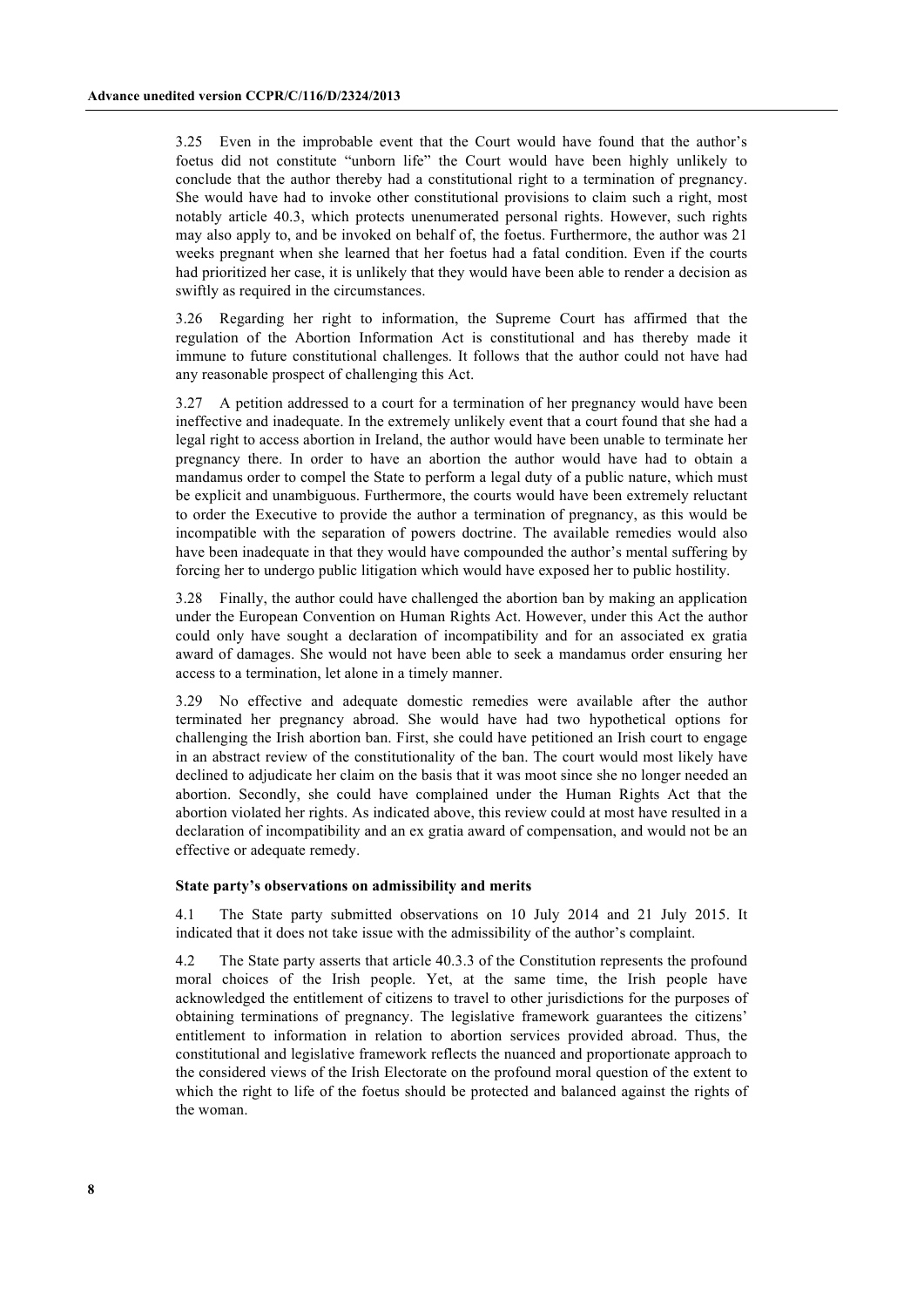3.25 Even in the improbable event that the Court would have found that the author's foetus did not constitute "unborn life" the Court would have been highly unlikely to conclude that the author thereby had a constitutional right to a termination of pregnancy. She would have had to invoke other constitutional provisions to claim such a right, most notably article 40.3, which protects unenumerated personal rights. However, such rights may also apply to, and be invoked on behalf of, the foetus. Furthermore, the author was 21 weeks pregnant when she learned that her foetus had a fatal condition. Even if the courts had prioritized her case, it is unlikely that they would have been able to render a decision as swiftly as required in the circumstances.

3.26 Regarding her right to information, the Supreme Court has affirmed that the regulation of the Abortion Information Act is constitutional and has thereby made it immune to future constitutional challenges. It follows that the author could not have had any reasonable prospect of challenging this Act.

3.27 A petition addressed to a court for a termination of her pregnancy would have been ineffective and inadequate. In the extremely unlikely event that a court found that she had a legal right to access abortion in Ireland, the author would have been unable to terminate her pregnancy there. In order to have an abortion the author would have had to obtain a mandamus order to compel the State to perform a legal duty of a public nature, which must be explicit and unambiguous. Furthermore, the courts would have been extremely reluctant to order the Executive to provide the author a termination of pregnancy, as this would be incompatible with the separation of powers doctrine. The available remedies would also have been inadequate in that they would have compounded the author's mental suffering by forcing her to undergo public litigation which would have exposed her to public hostility.

3.28 Finally, the author could have challenged the abortion ban by making an application under the European Convention on Human Rights Act. However, under this Act the author could only have sought a declaration of incompatibility and for an associated ex gratia award of damages. She would not have been able to seek a mandamus order ensuring her access to a termination, let alone in a timely manner.

3.29 No effective and adequate domestic remedies were available after the author terminated her pregnancy abroad. She would have had two hypothetical options for challenging the Irish abortion ban. First, she could have petitioned an Irish court to engage in an abstract review of the constitutionality of the ban. The court would most likely have declined to adjudicate her claim on the basis that it was moot since she no longer needed an abortion. Secondly, she could have complained under the Human Rights Act that the abortion violated her rights. As indicated above, this review could at most have resulted in a declaration of incompatibility and an ex gratia award of compensation, and would not be an effective or adequate remedy.

### State party's observations on admissibility and merits

4.1 The State party submitted observations on 10 July 2014 and 21 July 2015. It indicated that it does not take issue with the admissibility of the author's complaint.

4.2 The State party asserts that article 40.3.3 of the Constitution represents the profound moral choices of the Irish people. Yet, at the same time, the Irish people have acknowledged the entitlement of citizens to travel to other jurisdictions for the purposes of obtaining terminations of pregnancy. The legislative framework guarantees the citizens' entitlement to information in relation to abortion services provided abroad. Thus, the constitutional and legislative framework reflects the nuanced and proportionate approach to the considered views of the Irish Electorate on the profound moral question of the extent to which the right to life of the foetus should be protected and balanced against the rights of the woman.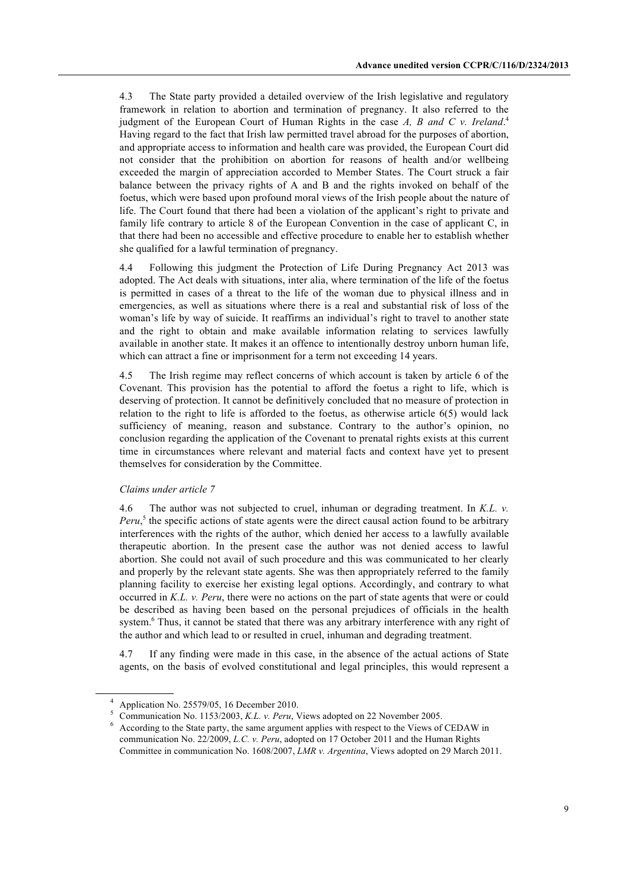4.3 The State party provided a detailed overview of the Irish legislative and regulatory framework in relation to abortion and termination of pregnancy. It also referred to the judgment of the European Court of Human Rights in the case *A, B and C v. Ireland*.[4] Having regard to the fact that Irish law permitted travel abroad for the purposes of abortion, and appropriate access to information and health care was provided, the European Court did not consider that the prohibition on abortion for reasons of health and/or wellbeing exceeded the margin of appreciation accorded to Member States. The Court struck a fair balance between the privacy rights of A and B and the rights invoked on behalf of the foetus, which were based upon profound moral views of the Irish people about the nature of life. The Court found that there had been a violation of the applicant's right to private and family life contrary to article 8 of the European Convention in the case of applicant C, in that there had been no accessible and effective procedure to enable her to establish whether she qualified for a lawful termination of pregnancy.

4.4 Following this judgment the Protection of Life During Pregnancy Act 2013 was adopted. The Act deals with situations, inter alia, where termination of the life of the foetus is permitted in cases of a threat to the life of the woman due to physical illness and in emergencies, as well as situations where there is a real and substantial risk of loss of the woman's life by way of suicide. It reaffirms an individual's right to travel to another state and the right to obtain and make available information relating to services lawfully available in another state. It makes it an offence to intentionally destroy unborn human life, which can attract a fine or imprisonment for a term not exceeding 14 years.

4.5 The Irish regime may reflect concerns of which account is taken by article 6 of the Covenant. This provision has the potential to afford the foetus a right to life, which is deserving of protection. It cannot be definitively concluded that no measure of protection in relation to the right to life is afforded to the foetus, as otherwise article 6(5) would lack sufficiency of meaning, reason and substance. Contrary to the author's opinion, no conclusion regarding the application of the Covenant to prenatal rights exists at this current time in circumstances where relevant and material facts and context have yet to present themselves for consideration by the Committee.

*Claims under article 7*

4.6 The author was not subjected to cruel, inhuman or degrading treatment. In *K.L. v. Peru*,[5] the specific actions of state agents were the direct causal action found to be arbitrary interferences with the rights of the author, which denied her access to a lawfully available therapeutic abortion. In the present case the author was not denied access to lawful abortion. She could not avail of such procedure and this was communicated to her clearly and properly by the relevant state agents. She was then appropriately referred to the family planning facility to exercise her existing legal options. Accordingly, and contrary to what occurred in *K.L. v. Peru*, there were no actions on the part of state agents that were or could be described as having been based on the personal prejudices of officials in the health system.[6] Thus, it cannot be stated that there was any arbitrary interference with any right of the author and which lead to or resulted in cruel, inhuman and degrading treatment.

4.7 If any finding were made in this case, in the absence of the actual actions of State agents, on the basis of evolved constitutional and legal principles, this would represent a

---

[4] Application No. 25579/05, 16 December 2010.

[5] Communication No. 1153/2003, *K.L. v. Peru*, Views adopted on 22 November 2005.

[6] According to the State party, the same argument applies with respect to the Views of CEDAW in communication No. 22/2009, *L.C. v. Peru*, adopted on 17 October 2011 and the Human Rights Committee in communication No. 1608/2007, *LMR v. Argentina*, Views adopted on 29 March 2011.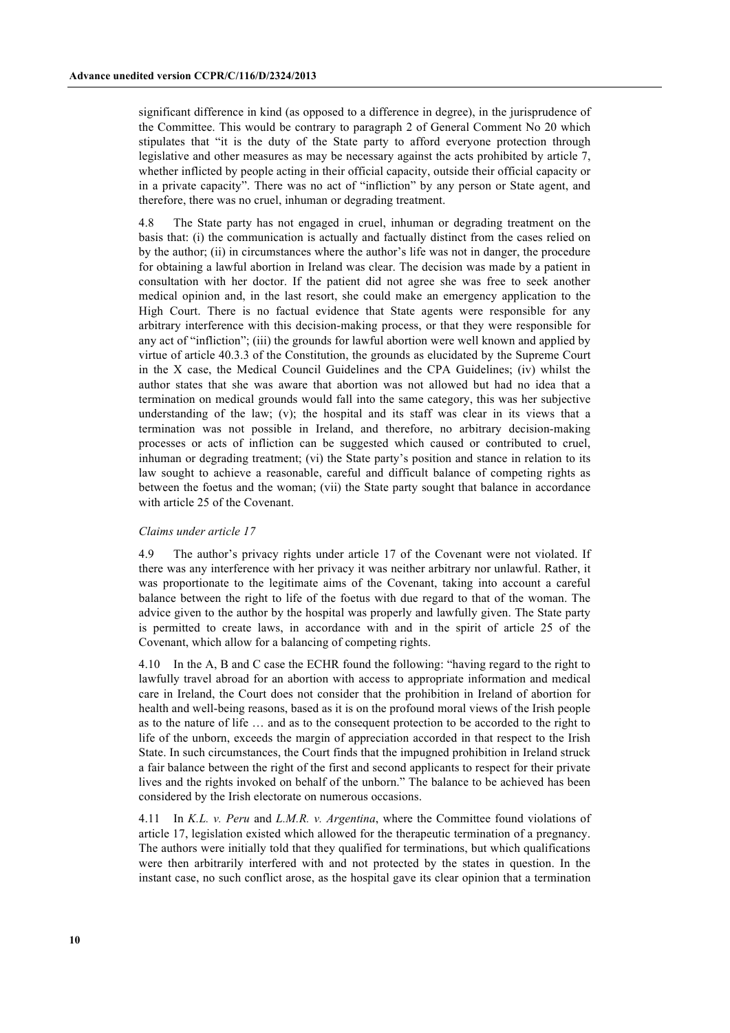significant difference in kind (as opposed to a difference in degree), in the jurisprudence of the Committee. This would be contrary to paragraph 2 of General Comment No 20 which stipulates that "it is the duty of the State party to afford everyone protection through legislative and other measures as may be necessary against the acts prohibited by article 7, whether inflicted by people acting in their official capacity, outside their official capacity or in a private capacity". There was no act of "infliction" by any person or State agent, and therefore, there was no cruel, inhuman or degrading treatment.

4.8 The State party has not engaged in cruel, inhuman or degrading treatment on the basis that: (i) the communication is actually and factually distinct from the cases relied on by the author; (ii) in circumstances where the author's life was not in danger, the procedure for obtaining a lawful abortion in Ireland was clear. The decision was made by a patient in consultation with her doctor. If the patient did not agree she was free to seek another medical opinion and, in the last resort, she could make an emergency application to the High Court. There is no factual evidence that State agents were responsible for any arbitrary interference with this decision-making process, or that they were responsible for any act of "infliction"; (iii) the grounds for lawful abortion were well known and applied by virtue of article 40.3.3 of the Constitution, the grounds as elucidated by the Supreme Court in the X case, the Medical Council Guidelines and the CPA Guidelines; (iv) whilst the author states that she was aware that abortion was not allowed but had no idea that a termination on medical grounds would fall into the same category, this was her subjective understanding of the law; (v); the hospital and its staff was clear in its views that a termination was not possible in Ireland, and therefore, no arbitrary decision-making processes or acts of infliction can be suggested which caused or contributed to cruel, inhuman or degrading treatment; (vi) the State party's position and stance in relation to its law sought to achieve a reasonable, careful and difficult balance of competing rights as between the foetus and the woman; (vii) the State party sought that balance in accordance with article 25 of the Covenant.

*Claims under article 17*

4.9 The author's privacy rights under article 17 of the Covenant were not violated. If there was any interference with her privacy it was neither arbitrary nor unlawful. Rather, it was proportionate to the legitimate aims of the Covenant, taking into account a careful balance between the right to life of the foetus with due regard to that of the woman. The advice given to the author by the hospital was properly and lawfully given. The State party is permitted to create laws, in accordance with and in the spirit of article 25 of the Covenant, which allow for a balancing of competing rights.

4.10 In the A, B and C case the ECHR found the following: "having regard to the right to lawfully travel abroad for an abortion with access to appropriate information and medical care in Ireland, the Court does not consider that the prohibition in Ireland of abortion for health and well-being reasons, based as it is on the profound moral views of the Irish people as to the nature of life … and as to the consequent protection to be accorded to the right to life of the unborn, exceeds the margin of appreciation accorded in that respect to the Irish State. In such circumstances, the Court finds that the impugned prohibition in Ireland struck a fair balance between the right of the first and second applicants to respect for their private lives and the rights invoked on behalf of the unborn." The balance to be achieved has been considered by the Irish electorate on numerous occasions.

4.11 In *K.L. v. Peru* and *L.M.R. v. Argentina*, where the Committee found violations of article 17, legislation existed which allowed for the therapeutic termination of a pregnancy. The authors were initially told that they qualified for terminations, but which qualifications were then arbitrarily interfered with and not protected by the states in question. In the instant case, no such conflict arose, as the hospital gave its clear opinion that a termination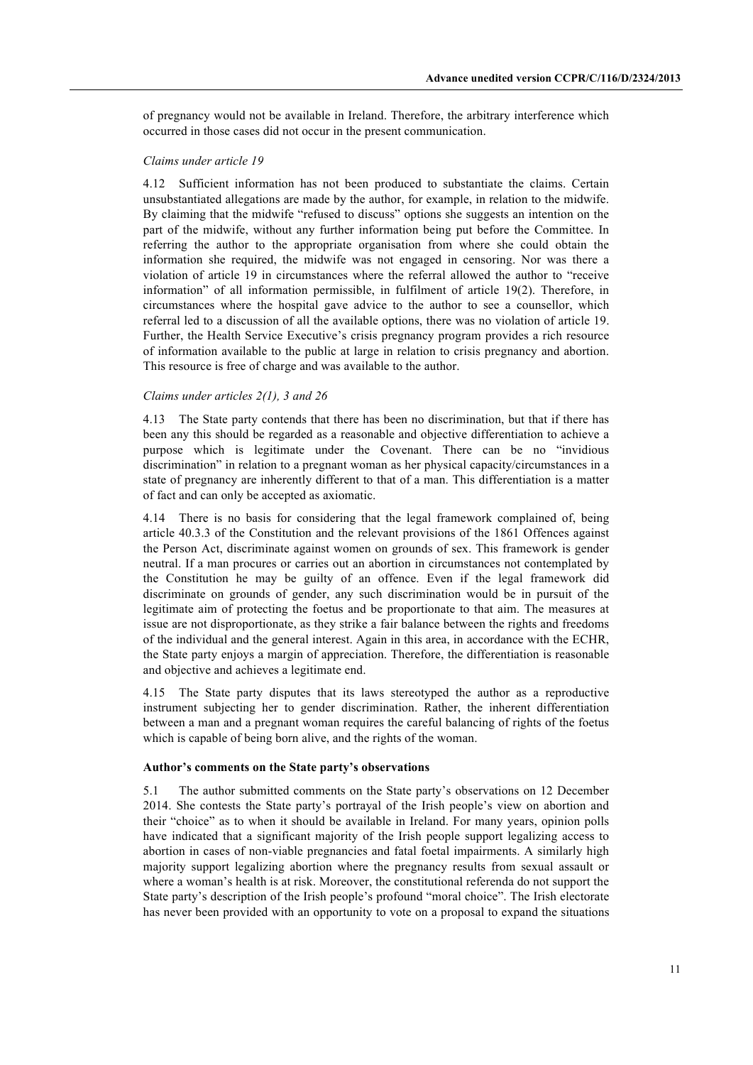of pregnancy would not be available in Ireland. Therefore, the arbitrary interference which occurred in those cases did not occur in the present communication.

*Claims under article 19*

4.12 Sufficient information has not been produced to substantiate the claims. Certain unsubstantiated allegations are made by the author, for example, in relation to the midwife. By claiming that the midwife "refused to discuss" options she suggests an intention on the part of the midwife, without any further information being put before the Committee. In referring the author to the appropriate organisation from where she could obtain the information she required, the midwife was not engaged in censoring. Nor was there a violation of article 19 in circumstances where the referral allowed the author to "receive information" of all information permissible, in fulfilment of article 19(2). Therefore, in circumstances where the hospital gave advice to the author to see a counsellor, which referral led to a discussion of all the available options, there was no violation of article 19. Further, the Health Service Executive's crisis pregnancy program provides a rich resource of information available to the public at large in relation to crisis pregnancy and abortion. This resource is free of charge and was available to the author.

*Claims under articles 2(1), 3 and 26*

4.13 The State party contends that there has been no discrimination, but that if there has been any this should be regarded as a reasonable and objective differentiation to achieve a purpose which is legitimate under the Covenant. There can be no "invidious discrimination" in relation to a pregnant woman as her physical capacity/circumstances in a state of pregnancy are inherently different to that of a man. This differentiation is a matter of fact and can only be accepted as axiomatic.

4.14 There is no basis for considering that the legal framework complained of, being article 40.3.3 of the Constitution and the relevant provisions of the 1861 Offences against the Person Act, discriminate against women on grounds of sex. This framework is gender neutral. If a man procures or carries out an abortion in circumstances not contemplated by the Constitution he may be guilty of an offence. Even if the legal framework did discriminate on grounds of gender, any such discrimination would be in pursuit of the legitimate aim of protecting the foetus and be proportionate to that aim. The measures at issue are not disproportionate, as they strike a fair balance between the rights and freedoms of the individual and the general interest. Again in this area, in accordance with the ECHR, the State party enjoys a margin of appreciation. Therefore, the differentiation is reasonable and objective and achieves a legitimate end.

4.15 The State party disputes that its laws stereotyped the author as a reproductive instrument subjecting her to gender discrimination. Rather, the inherent differentiation between a man and a pregnant woman requires the careful balancing of rights of the foetus which is capable of being born alive, and the rights of the woman.

**Author's comments on the State party's observations**

5.1 The author submitted comments on the State party's observations on 12 December 2014. She contests the State party's portrayal of the Irish people's view on abortion and their "choice" as to when it should be available in Ireland. For many years, opinion polls have indicated that a significant majority of the Irish people support legalizing access to abortion in cases of non-viable pregnancies and fatal foetal impairments. A similarly high majority support legalizing abortion where the pregnancy results from sexual assault or where a woman's health is at risk. Moreover, the constitutional referenda do not support the State party's description of the Irish people's profound "moral choice". The Irish electorate has never been provided with an opportunity to vote on a proposal to expand the situations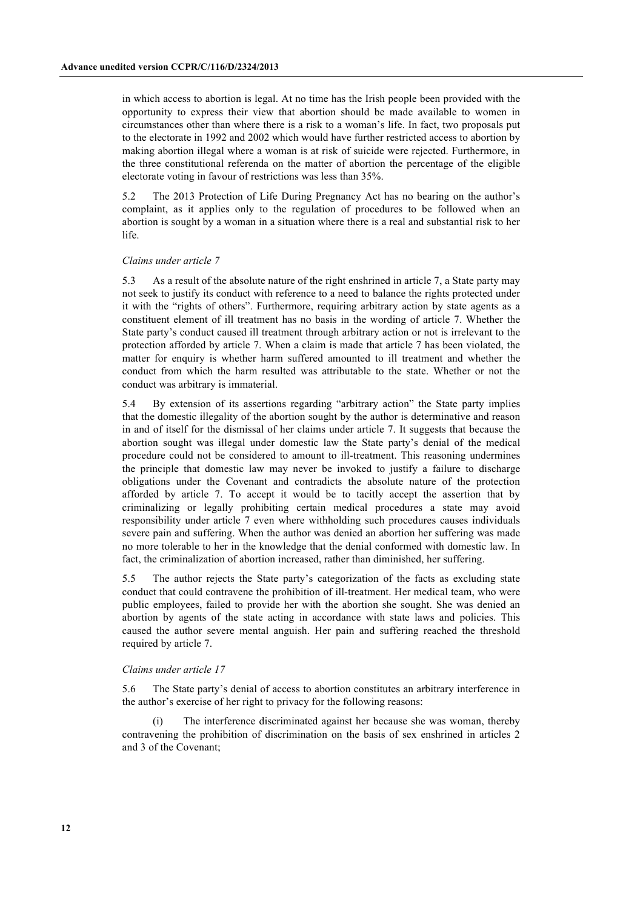in which access to abortion is legal. At no time has the Irish people been provided with the opportunity to express their view that abortion should be made available to women in circumstances other than where there is a risk to a woman's life. In fact, two proposals put to the electorate in 1992 and 2002 which would have further restricted access to abortion by making abortion illegal where a woman is at risk of suicide were rejected. Furthermore, in the three constitutional referenda on the matter of abortion the percentage of the eligible electorate voting in favour of restrictions was less than 35%.

5.2 The 2013 Protection of Life During Pregnancy Act has no bearing on the author's complaint, as it applies only to the regulation of procedures to be followed when an abortion is sought by a woman in a situation where there is a real and substantial risk to her life.

*Claims under article 7*

5.3 As a result of the absolute nature of the right enshrined in article 7, a State party may not seek to justify its conduct with reference to a need to balance the rights protected under it with the "rights of others". Furthermore, requiring arbitrary action by state agents as a constituent element of ill treatment has no basis in the wording of article 7. Whether the State party's conduct caused ill treatment through arbitrary action or not is irrelevant to the protection afforded by article 7. When a claim is made that article 7 has been violated, the matter for enquiry is whether harm suffered amounted to ill treatment and whether the conduct from which the harm resulted was attributable to the state. Whether or not the conduct was arbitrary is immaterial.

5.4 By extension of its assertions regarding "arbitrary action" the State party implies that the domestic illegality of the abortion sought by the author is determinative and reason in and of itself for the dismissal of her claims under article 7. It suggests that because the abortion sought was illegal under domestic law the State party's denial of the medical procedure could not be considered to amount to ill-treatment. This reasoning undermines the principle that domestic law may never be invoked to justify a failure to discharge obligations under the Covenant and contradicts the absolute nature of the protection afforded by article 7. To accept it would be to tacitly accept the assertion that by criminalizing or legally prohibiting certain medical procedures a state may avoid responsibility under article 7 even where withholding such procedures causes individuals severe pain and suffering. When the author was denied an abortion her suffering was made no more tolerable to her in the knowledge that the denial conformed with domestic law. In fact, the criminalization of abortion increased, rather than diminished, her suffering.

5.5 The author rejects the State party's categorization of the facts as excluding state conduct that could contravene the prohibition of ill-treatment. Her medical team, who were public employees, failed to provide her with the abortion she sought. She was denied an abortion by agents of the state acting in accordance with state laws and policies. This caused the author severe mental anguish. Her pain and suffering reached the threshold required by article 7.

*Claims under article 17*

5.6 The State party's denial of access to abortion constitutes an arbitrary interference in the author's exercise of her right to privacy for the following reasons:

(i) The interference discriminated against her because she was woman, thereby contravening the prohibition of discrimination on the basis of sex enshrined in articles 2 and 3 of the Covenant;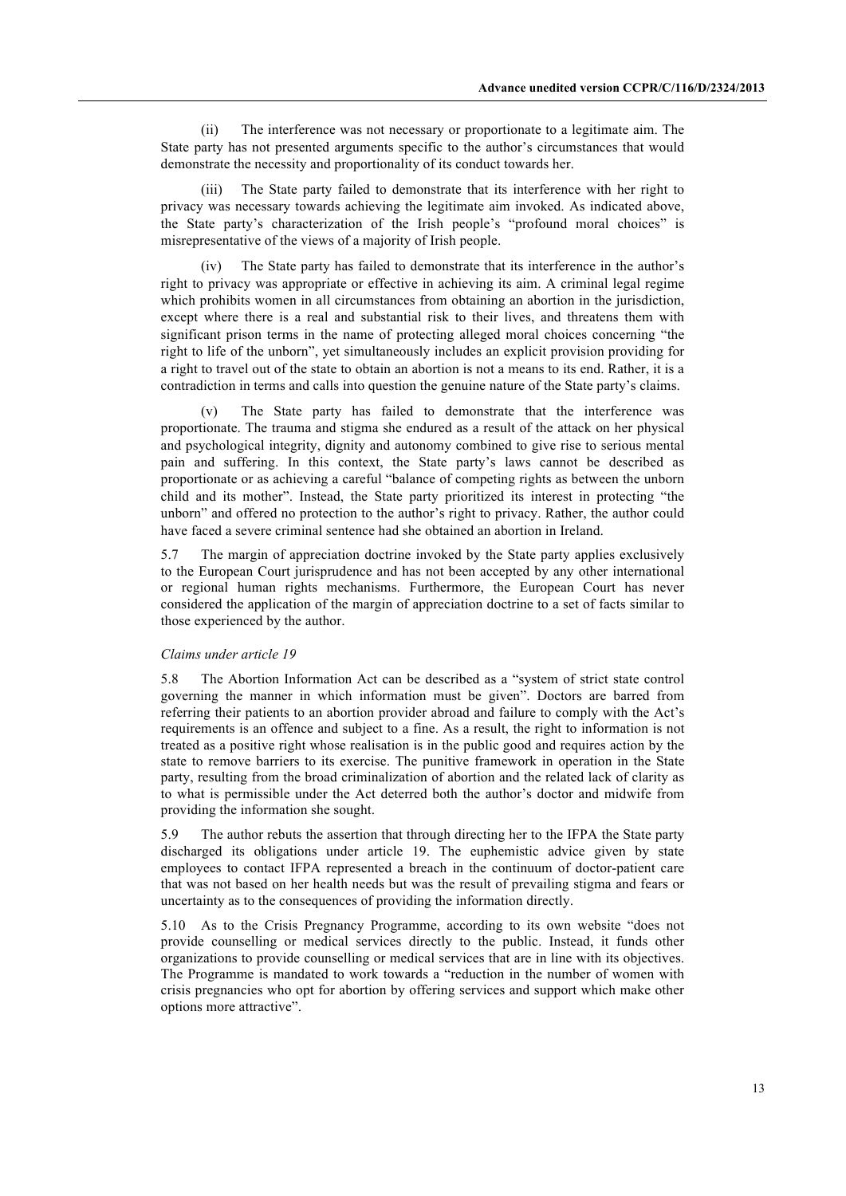(ii) The interference was not necessary or proportionate to a legitimate aim. The State party has not presented arguments specific to the author's circumstances that would demonstrate the necessity and proportionality of its conduct towards her.

(iii) The State party failed to demonstrate that its interference with her right to privacy was necessary towards achieving the legitimate aim invoked. As indicated above, the State party's characterization of the Irish people's "profound moral choices" is misrepresentative of the views of a majority of Irish people.

(iv) The State party has failed to demonstrate that its interference in the author's right to privacy was appropriate or effective in achieving its aim. A criminal legal regime which prohibits women in all circumstances from obtaining an abortion in the jurisdiction, except where there is a real and substantial risk to their lives, and threatens them with significant prison terms in the name of protecting alleged moral choices concerning "the right to life of the unborn", yet simultaneously includes an explicit provision providing for a right to travel out of the state to obtain an abortion is not a means to its end. Rather, it is a contradiction in terms and calls into question the genuine nature of the State party's claims.

(v) The State party has failed to demonstrate that the interference was proportionate. The trauma and stigma she endured as a result of the attack on her physical and psychological integrity, dignity and autonomy combined to give rise to serious mental pain and suffering. In this context, the State party's laws cannot be described as proportionate or as achieving a careful "balance of competing rights as between the unborn child and its mother". Instead, the State party prioritized its interest in protecting "the unborn" and offered no protection to the author's right to privacy. Rather, the author could have faced a severe criminal sentence had she obtained an abortion in Ireland.

5.7 The margin of appreciation doctrine invoked by the State party applies exclusively to the European Court jurisprudence and has not been accepted by any other international or regional human rights mechanisms. Furthermore, the European Court has never considered the application of the margin of appreciation doctrine to a set of facts similar to those experienced by the author.

*Claims under article 19*

5.8 The Abortion Information Act can be described as a "system of strict state control governing the manner in which information must be given". Doctors are barred from referring their patients to an abortion provider abroad and failure to comply with the Act's requirements is an offence and subject to a fine. As a result, the right to information is not treated as a positive right whose realisation is in the public good and requires action by the state to remove barriers to its exercise. The punitive framework in operation in the State party, resulting from the broad criminalization of abortion and the related lack of clarity as to what is permissible under the Act deterred both the author's doctor and midwife from providing the information she sought.

5.9 The author rebuts the assertion that through directing her to the IFPA the State party discharged its obligations under article 19. The euphemistic advice given by state employees to contact IFPA represented a breach in the continuum of doctor-patient care that was not based on her health needs but was the result of prevailing stigma and fears or uncertainty as to the consequences of providing the information directly.

5.10 As to the Crisis Pregnancy Programme, according to its own website "does not provide counselling or medical services directly to the public. Instead, it funds other organizations to provide counselling or medical services that are in line with its objectives. The Programme is mandated to work towards a "reduction in the number of women with crisis pregnancies who opt for abortion by offering services and support which make other options more attractive".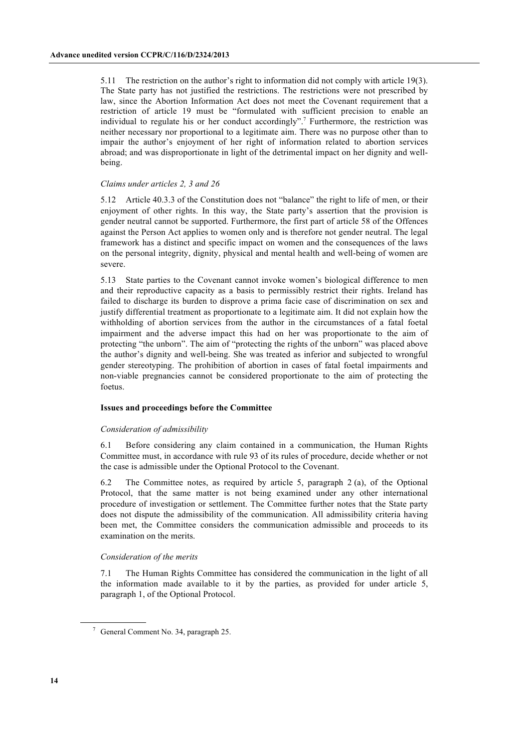5.11 The restriction on the author's right to information did not comply with article 19(3). The State party has not justified the restrictions. The restrictions were not prescribed by law, since the Abortion Information Act does not meet the Covenant requirement that a restriction of article 19 must be "formulated with sufficient precision to enable an individual to regulate his or her conduct accordingly".[7] Furthermore, the restriction was neither necessary nor proportional to a legitimate aim. There was no purpose other than to impair the author's enjoyment of her right of information related to abortion services abroad; and was disproportionate in light of the detrimental impact on her dignity and well-being.

*Claims under articles 2, 3 and 26*

5.12 Article 40.3.3 of the Constitution does not "balance" the right to life of men, or their enjoyment of other rights. In this way, the State party's assertion that the provision is gender neutral cannot be supported. Furthermore, the first part of article 58 of the Offences against the Person Act applies to women only and is therefore not gender neutral. The legal framework has a distinct and specific impact on women and the consequences of the laws on the personal integrity, dignity, physical and mental health and well-being of women are severe.

5.13 State parties to the Covenant cannot invoke women's biological difference to men and their reproductive capacity as a basis to permissibly restrict their rights. Ireland has failed to discharge its burden to disprove a prima facie case of discrimination on sex and justify differential treatment as proportionate to a legitimate aim. It did not explain how the withholding of abortion services from the author in the circumstances of a fatal foetal impairment and the adverse impact this had on her was proportionate to the aim of protecting "the unborn". The aim of "protecting the rights of the unborn" was placed above the author's dignity and well-being. She was treated as inferior and subjected to wrongful gender stereotyping. The prohibition of abortion in cases of fatal foetal impairments and non-viable pregnancies cannot be considered proportionate to the aim of protecting the foetus.

**Issues and proceedings before the Committee**

*Consideration of admissibility*

6.1 Before considering any claim contained in a communication, the Human Rights Committee must, in accordance with rule 93 of its rules of procedure, decide whether or not the case is admissible under the Optional Protocol to the Covenant.

6.2 The Committee notes, as required by article 5, paragraph 2 (a), of the Optional Protocol, that the same matter is not being examined under any other international procedure of investigation or settlement. The Committee further notes that the State party does not dispute the admissibility of the communication. All admissibility criteria having been met, the Committee considers the communication admissible and proceeds to its examination on the merits.

*Consideration of the merits*

7.1 The Human Rights Committee has considered the communication in the light of all the information made available to it by the parties, as provided for under article 5, paragraph 1, of the Optional Protocol.

[7] General Comment No. 34, paragraph 25.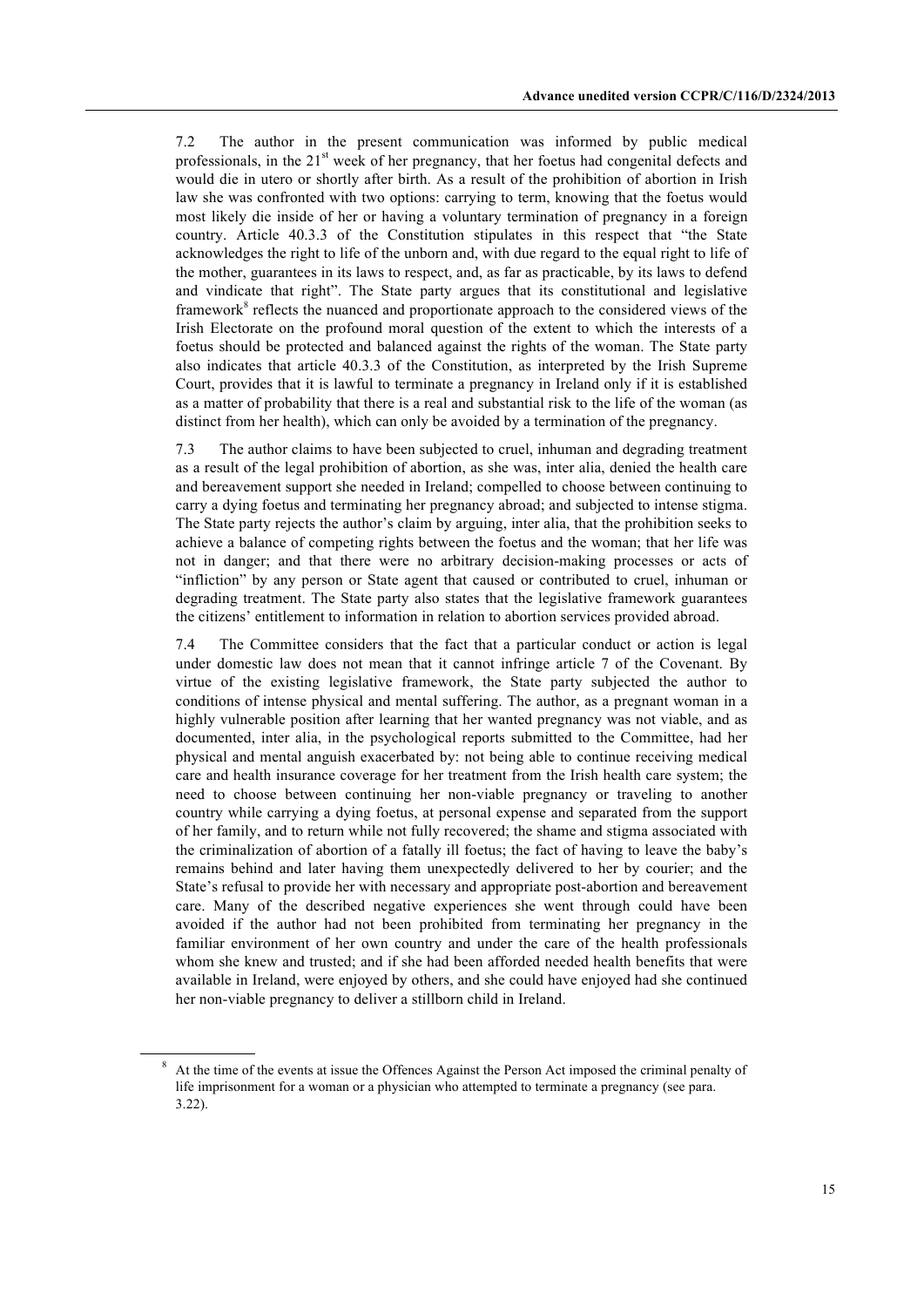7.2 The author in the present communication was informed by public medical professionals, in the 21st week of her pregnancy, that her foetus had congenital defects and would die in utero or shortly after birth. As a result of the prohibition of abortion in Irish law she was confronted with two options: carrying to term, knowing that the foetus would most likely die inside of her or having a voluntary termination of pregnancy in a foreign country. Article 40.3.3 of the Constitution stipulates in this respect that "the State acknowledges the right to life of the unborn and, with due regard to the equal right to life of the mother, guarantees in its laws to respect, and, as far as practicable, by its laws to defend and vindicate that right". The State party argues that its constitutional and legislative framework[8] reflects the nuanced and proportionate approach to the considered views of the Irish Electorate on the profound moral question of the extent to which the interests of a foetus should be protected and balanced against the rights of the woman. The State party also indicates that article 40.3.3 of the Constitution, as interpreted by the Irish Supreme Court, provides that it is lawful to terminate a pregnancy in Ireland only if it is established as a matter of probability that there is a real and substantial risk to the life of the woman (as distinct from her health), which can only be avoided by a termination of the pregnancy.

7.3 The author claims to have been subjected to cruel, inhuman and degrading treatment as a result of the legal prohibition of abortion, as she was, inter alia, denied the health care and bereavement support she needed in Ireland; compelled to choose between continuing to carry a dying foetus and terminating her pregnancy abroad; and subjected to intense stigma. The State party rejects the author's claim by arguing, inter alia, that the prohibition seeks to achieve a balance of competing rights between the foetus and the woman; that her life was not in danger; and that there were no arbitrary decision-making processes or acts of "infliction" by any person or State agent that caused or contributed to cruel, inhuman or degrading treatment. The State party also states that the legislative framework guarantees the citizens' entitlement to information in relation to abortion services provided abroad.

7.4 The Committee considers that the fact that a particular conduct or action is legal under domestic law does not mean that it cannot infringe article 7 of the Covenant. By virtue of the existing legislative framework, the State party subjected the author to conditions of intense physical and mental suffering. The author, as a pregnant woman in a highly vulnerable position after learning that her wanted pregnancy was not viable, and as documented, inter alia, in the psychological reports submitted to the Committee, had her physical and mental anguish exacerbated by: not being able to continue receiving medical care and health insurance coverage for her treatment from the Irish health care system; the need to choose between continuing her non-viable pregnancy or traveling to another country while carrying a dying foetus, at personal expense and separated from the support of her family, and to return while not fully recovered; the shame and stigma associated with the criminalization of abortion of a fatally ill foetus; the fact of having to leave the baby's remains behind and later having them unexpectedly delivered to her by courier; and the State's refusal to provide her with necessary and appropriate post-abortion and bereavement care. Many of the described negative experiences she went through could have been avoided if the author had not been prohibited from terminating her pregnancy in the familiar environment of her own country and under the care of the health professionals whom she knew and trusted; and if she had been afforded needed health benefits that were available in Ireland, were enjoyed by others, and she could have enjoyed had she continued her non-viable pregnancy to deliver a stillborn child in Ireland.

---

[8] At the time of the events at issue the Offences Against the Person Act imposed the criminal penalty of life imprisonment for a woman or a physician who attempted to terminate a pregnancy (see para. 3.22).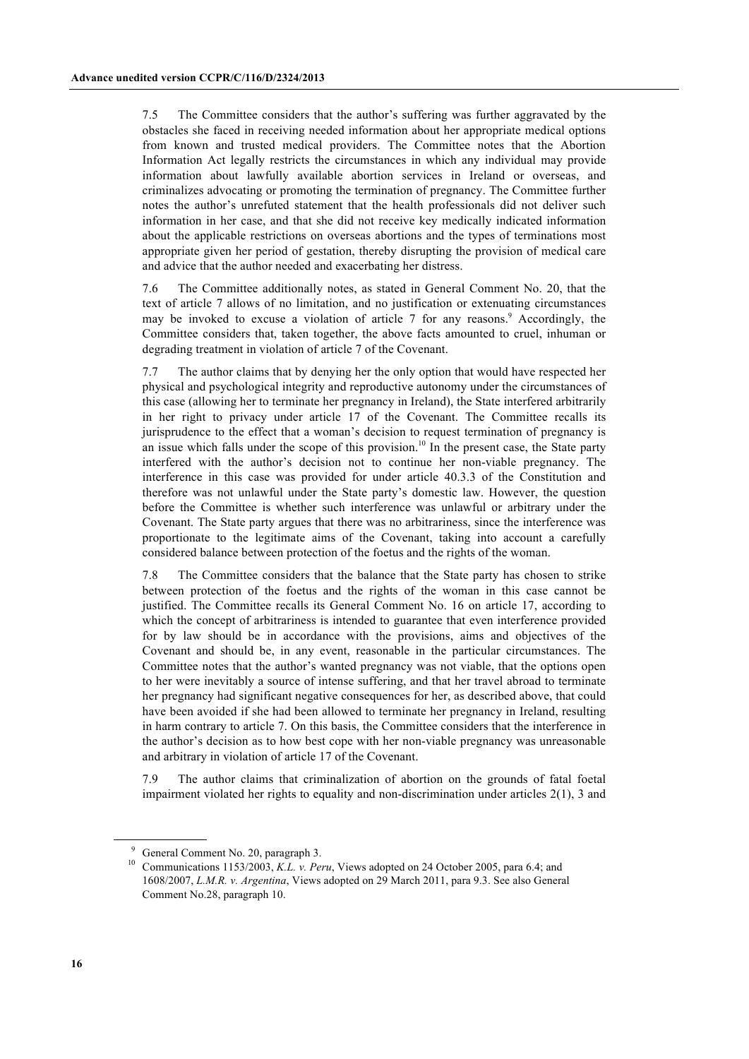7.5 The Committee considers that the author's suffering was further aggravated by the obstacles she faced in receiving needed information about her appropriate medical options from known and trusted medical providers. The Committee notes that the Abortion Information Act legally restricts the circumstances in which any individual may provide information about lawfully available abortion services in Ireland or overseas, and criminalizes advocating or promoting the termination of pregnancy. The Committee further notes the author's unrefuted statement that the health professionals did not deliver such information in her case, and that she did not receive key medically indicated information about the applicable restrictions on overseas abortions and the types of terminations most appropriate given her period of gestation, thereby disrupting the provision of medical care and advice that the author needed and exacerbating her distress.

7.6 The Committee additionally notes, as stated in General Comment No. 20, that the text of article 7 allows of no limitation, and no justification or extenuating circumstances may be invoked to excuse a violation of article 7 for any reasons.[9] Accordingly, the Committee considers that, taken together, the above facts amounted to cruel, inhuman or degrading treatment in violation of article 7 of the Covenant.

7.7 The author claims that by denying her the only option that would have respected her physical and psychological integrity and reproductive autonomy under the circumstances of this case (allowing her to terminate her pregnancy in Ireland), the State interfered arbitrarily in her right to privacy under article 17 of the Covenant. The Committee recalls its jurisprudence to the effect that a woman's decision to request termination of pregnancy is an issue which falls under the scope of this provision.[10] In the present case, the State party interfered with the author's decision not to continue her non-viable pregnancy. The interference in this case was provided for under article 40.3.3 of the Constitution and therefore was not unlawful under the State party's domestic law. However, the question before the Committee is whether such interference was unlawful or arbitrary under the Covenant. The State party argues that there was no arbitrariness, since the interference was proportionate to the legitimate aims of the Covenant, taking into account a carefully considered balance between protection of the foetus and the rights of the woman.

7.8 The Committee considers that the balance that the State party has chosen to strike between protection of the foetus and the rights of the woman in this case cannot be justified. The Committee recalls its General Comment No. 16 on article 17, according to which the concept of arbitrariness is intended to guarantee that even interference provided for by law should be in accordance with the provisions, aims and objectives of the Covenant and should be, in any event, reasonable in the particular circumstances. The Committee notes that the author's wanted pregnancy was not viable, that the options open to her were inevitably a source of intense suffering, and that her travel abroad to terminate her pregnancy had significant negative consequences for her, as described above, that could have been avoided if she had been allowed to terminate her pregnancy in Ireland, resulting in harm contrary to article 7. On this basis, the Committee considers that the interference in the author's decision as to how best cope with her non-viable pregnancy was unreasonable and arbitrary in violation of article 17 of the Covenant.

7.9 The author claims that criminalization of abortion on the grounds of fatal foetal impairment violated her rights to equality and non-discrimination under articles 2(1), 3 and

---

[9] General Comment No. 20, paragraph 3.

[10] Communications 1153/2003, *K.L. v. Peru*, Views adopted on 24 October 2005, para 6.4; and 1608/2007, *L.M.R. v. Argentina*, Views adopted on 29 March 2011, para 9.3. See also General Comment No.28, paragraph 10.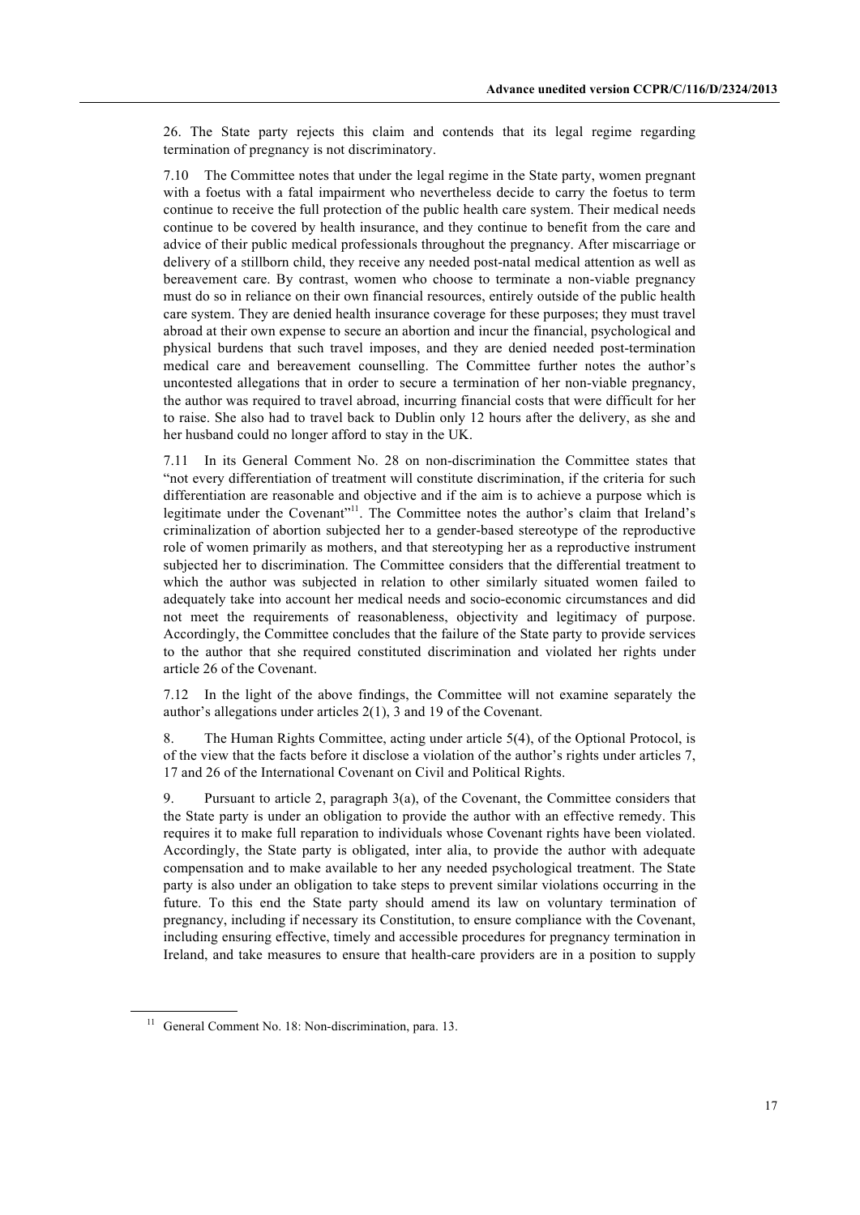26. The State party rejects this claim and contends that its legal regime regarding termination of pregnancy is not discriminatory.

7.10 The Committee notes that under the legal regime in the State party, women pregnant with a foetus with a fatal impairment who nevertheless decide to carry the foetus to term continue to receive the full protection of the public health care system. Their medical needs continue to be covered by health insurance, and they continue to benefit from the care and advice of their public medical professionals throughout the pregnancy. After miscarriage or delivery of a stillborn child, they receive any needed post-natal medical attention as well as bereavement care. By contrast, women who choose to terminate a non-viable pregnancy must do so in reliance on their own financial resources, entirely outside of the public health care system. They are denied health insurance coverage for these purposes; they must travel abroad at their own expense to secure an abortion and incur the financial, psychological and physical burdens that such travel imposes, and they are denied needed post-termination medical care and bereavement counselling. The Committee further notes the author's uncontested allegations that in order to secure a termination of her non-viable pregnancy, the author was required to travel abroad, incurring financial costs that were difficult for her to raise. She also had to travel back to Dublin only 12 hours after the delivery, as she and her husband could no longer afford to stay in the UK.

7.11 In its General Comment No. 28 on non-discrimination the Committee states that "not every differentiation of treatment will constitute discrimination, if the criteria for such differentiation are reasonable and objective and if the aim is to achieve a purpose which is legitimate under the Covenant"[11]. The Committee notes the author's claim that Ireland's criminalization of abortion subjected her to a gender-based stereotype of the reproductive role of women primarily as mothers, and that stereotyping her as a reproductive instrument subjected her to discrimination. The Committee considers that the differential treatment to which the author was subjected in relation to other similarly situated women failed to adequately take into account her medical needs and socio-economic circumstances and did not meet the requirements of reasonableness, objectivity and legitimacy of purpose. Accordingly, the Committee concludes that the failure of the State party to provide services to the author that she required constituted discrimination and violated her rights under article 26 of the Covenant.

7.12 In the light of the above findings, the Committee will not examine separately the author's allegations under articles 2(1), 3 and 19 of the Covenant.

8. The Human Rights Committee, acting under article 5(4), of the Optional Protocol, is of the view that the facts before it disclose a violation of the author's rights under articles 7, 17 and 26 of the International Covenant on Civil and Political Rights.

9. Pursuant to article 2, paragraph 3(a), of the Covenant, the Committee considers that the State party is under an obligation to provide the author with an effective remedy. This requires it to make full reparation to individuals whose Covenant rights have been violated. Accordingly, the State party is obligated, inter alia, to provide the author with adequate compensation and to make available to her any needed psychological treatment. The State party is also under an obligation to take steps to prevent similar violations occurring in the future. To this end the State party should amend its law on voluntary termination of pregnancy, including if necessary its Constitution, to ensure compliance with the Covenant, including ensuring effective, timely and accessible procedures for pregnancy termination in Ireland, and take measures to ensure that health-care providers are in a position to supply

[11] General Comment No. 18: Non-discrimination, para. 13.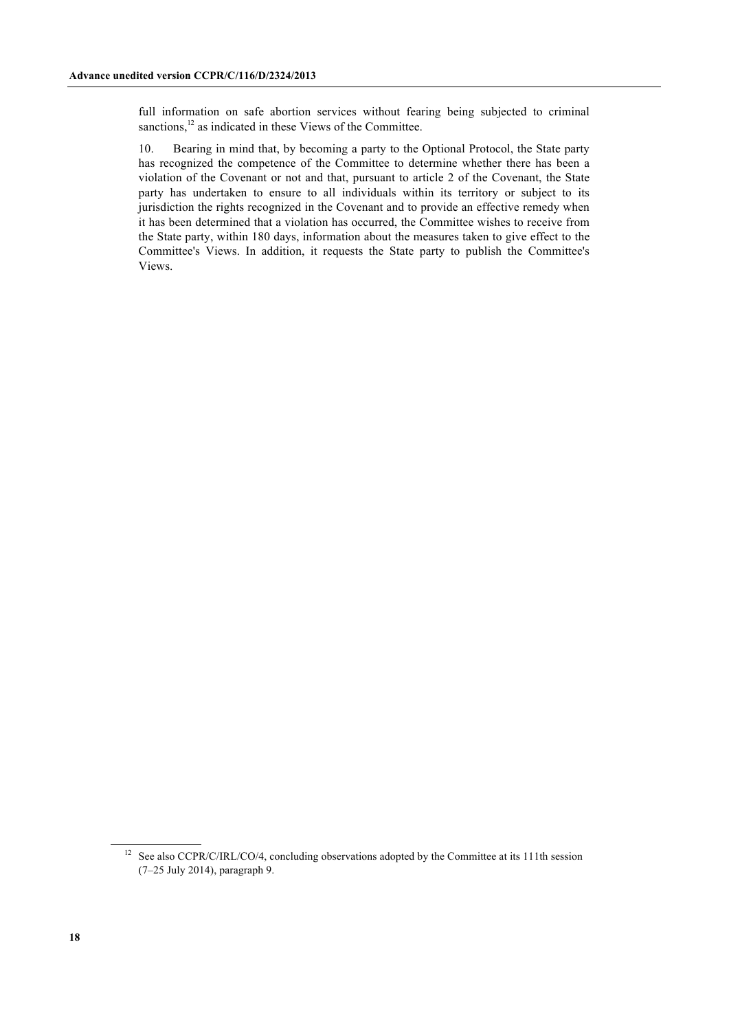full information on safe abortion services without fearing being subjected to criminal sanctions,[12] as indicated in these Views of the Committee.

10. Bearing in mind that, by becoming a party to the Optional Protocol, the State party has recognized the competence of the Committee to determine whether there has been a violation of the Covenant or not and that, pursuant to article 2 of the Covenant, the State party has undertaken to ensure to all individuals within its territory or subject to its jurisdiction the rights recognized in the Covenant and to provide an effective remedy when it has been determined that a violation has occurred, the Committee wishes to receive from the State party, within 180 days, information about the measures taken to give effect to the Committee's Views. In addition, it requests the State party to publish the Committee's Views.

---

[12] See also CCPR/C/IRL/CO/4, concluding observations adopted by the Committee at its 111th session (7–25 July 2014), paragraph 9.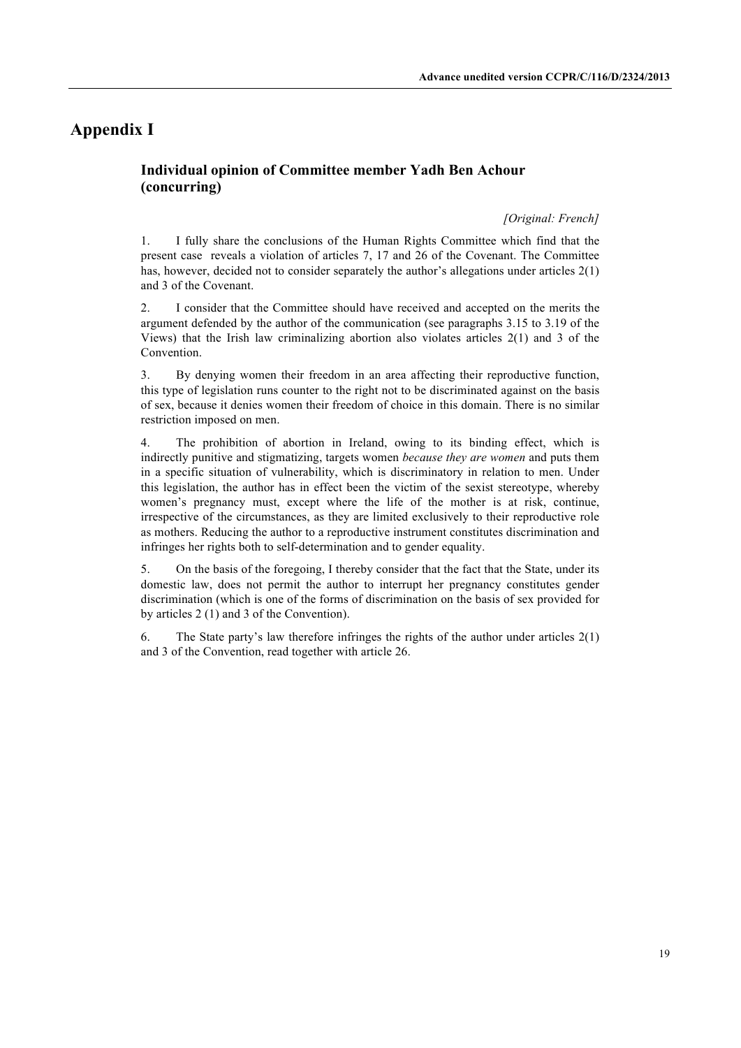# Appendix I

## Individual opinion of Committee member Yadh Ben Achour (concurring)

*[Original: French]*

1. I fully share the conclusions of the Human Rights Committee which find that the present case reveals a violation of articles 7, 17 and 26 of the Covenant. The Committee has, however, decided not to consider separately the author's allegations under articles 2(1) and 3 of the Covenant.

2. I consider that the Committee should have received and accepted on the merits the argument defended by the author of the communication (see paragraphs 3.15 to 3.19 of the Views) that the Irish law criminalizing abortion also violates articles 2(1) and 3 of the Convention.

3. By denying women their freedom in an area affecting their reproductive function, this type of legislation runs counter to the right not to be discriminated against on the basis of sex, because it denies women their freedom of choice in this domain. There is no similar restriction imposed on men.

4. The prohibition of abortion in Ireland, owing to its binding effect, which is indirectly punitive and stigmatizing, targets women *because they are women* and puts them in a specific situation of vulnerability, which is discriminatory in relation to men. Under this legislation, the author has in effect been the victim of the sexist stereotype, whereby women's pregnancy must, except where the life of the mother is at risk, continue, irrespective of the circumstances, as they are limited exclusively to their reproductive role as mothers. Reducing the author to a reproductive instrument constitutes discrimination and infringes her rights both to self-determination and to gender equality.

5. On the basis of the foregoing, I thereby consider that the fact that the State, under its domestic law, does not permit the author to interrupt her pregnancy constitutes gender discrimination (which is one of the forms of discrimination on the basis of sex provided for by articles 2 (1) and 3 of the Convention).

6. The State party's law therefore infringes the rights of the author under articles 2(1) and 3 of the Convention, read together with article 26.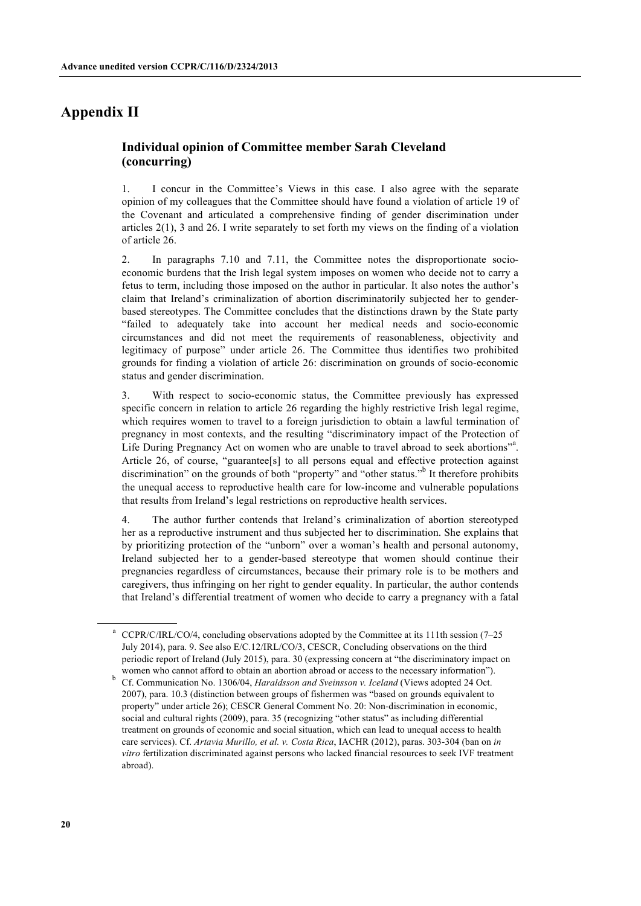# Appendix II

## Individual opinion of Committee member Sarah Cleveland (concurring)

1. I concur in the Committee's Views in this case. I also agree with the separate opinion of my colleagues that the Committee should have found a violation of article 19 of the Covenant and articulated a comprehensive finding of gender discrimination under articles 2(1), 3 and 26. I write separately to set forth my views on the finding of a violation of article 26.

2. In paragraphs 7.10 and 7.11, the Committee notes the disproportionate socio-economic burdens that the Irish legal system imposes on women who decide not to carry a fetus to term, including those imposed on the author in particular. It also notes the author's claim that Ireland's criminalization of abortion discriminatorily subjected her to gender-based stereotypes. The Committee concludes that the distinctions drawn by the State party "failed to adequately take into account her medical needs and socio-economic circumstances and did not meet the requirements of reasonableness, objectivity and legitimacy of purpose" under article 26. The Committee thus identifies two prohibited grounds for finding a violation of article 26: discrimination on grounds of socio-economic status and gender discrimination.

3. With respect to socio-economic status, the Committee previously has expressed specific concern in relation to article 26 regarding the highly restrictive Irish legal regime, which requires women to travel to a foreign jurisdiction to obtain a lawful termination of pregnancy in most contexts, and the resulting "discriminatory impact of the Protection of Life During Pregnancy Act on women who are unable to travel abroad to seek abortions"[a]. Article 26, of course, "guarantee[s] to all persons equal and effective protection against discrimination" on the grounds of both "property" and "other status."[b] It therefore prohibits the unequal access to reproductive health care for low-income and vulnerable populations that results from Ireland's legal restrictions on reproductive health services.

4. The author further contends that Ireland's criminalization of abortion stereotyped her as a reproductive instrument and thus subjected her to discrimination. She explains that by prioritizing protection of the "unborn" over a woman's health and personal autonomy, Ireland subjected her to a gender-based stereotype that women should continue their pregnancies regardless of circumstances, because their primary role is to be mothers and caregivers, thus infringing on her right to gender equality. In particular, the author contends that Ireland's differential treatment of women who decide to carry a pregnancy with a fatal

---

[a] CCPR/C/IRL/CO/4, concluding observations adopted by the Committee at its 111th session (7–25 July 2014), para. 9. See also E/C.12/IRL/CO/3, CESCR, Concluding observations on the third periodic report of Ireland (July 2015), para. 30 (expressing concern at "the discriminatory impact on women who cannot afford to obtain an abortion abroad or access to the necessary information").

[b] Cf. Communication No. 1306/04, *Haraldsson and Sveinsson v. Iceland* (Views adopted 24 Oct. 2007), para. 10.3 (distinction between groups of fishermen was "based on grounds equivalent to property" under article 26); CESCR General Comment No. 20: Non-discrimination in economic, social and cultural rights (2009), para. 35 (recognizing "other status" as including differential treatment on grounds of economic and social situation, which can lead to unequal access to health care services). Cf. *Artavia Murillo, et al. v. Costa Rica*, IACHR (2012), paras. 303-304 (ban on *in vitro* fertilization discriminated against persons who lacked financial resources to seek IVF treatment abroad).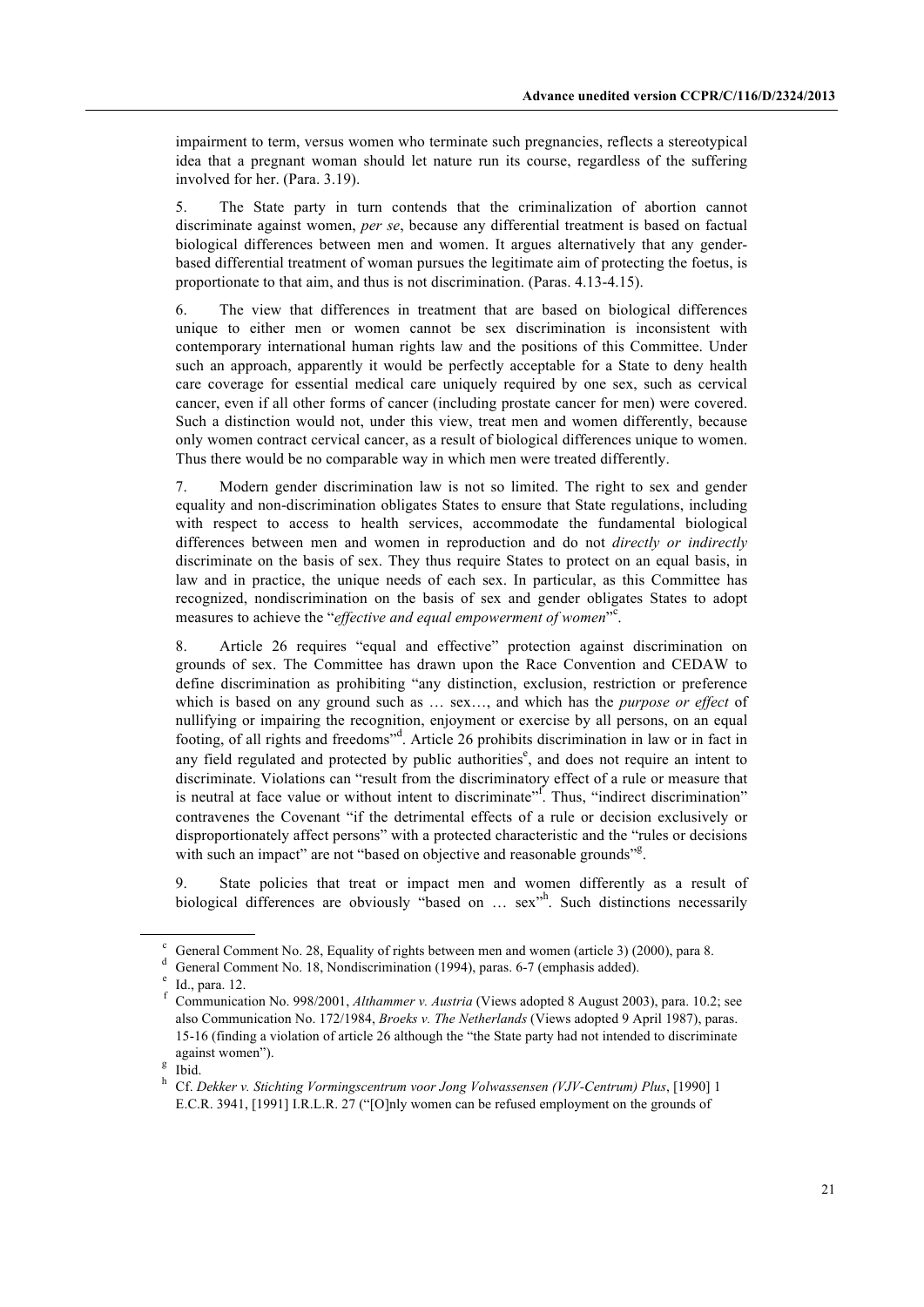impairment to term, versus women who terminate such pregnancies, reflects a stereotypical idea that a pregnant woman should let nature run its course, regardless of the suffering involved for her. (Para. 3.19).

5. The State party in turn contends that the criminalization of abortion cannot discriminate against women, *per se*, because any differential treatment is based on factual biological differences between men and women. It argues alternatively that any gender-based differential treatment of woman pursues the legitimate aim of protecting the foetus, is proportionate to that aim, and thus is not discrimination. (Paras. 4.13-4.15).

6. The view that differences in treatment that are based on biological differences unique to either men or women cannot be sex discrimination is inconsistent with contemporary international human rights law and the positions of this Committee. Under such an approach, apparently it would be perfectly acceptable for a State to deny health care coverage for essential medical care uniquely required by one sex, such as cervical cancer, even if all other forms of cancer (including prostate cancer for men) were covered. Such a distinction would not, under this view, treat men and women differently, because only women contract cervical cancer, as a result of biological differences unique to women. Thus there would be no comparable way in which men were treated differently.

7. Modern gender discrimination law is not so limited. The right to sex and gender equality and non-discrimination obligates States to ensure that State regulations, including with respect to access to health services, accommodate the fundamental biological differences between men and women in reproduction and do not *directly or indirectly* discriminate on the basis of sex. They thus require States to protect on an equal basis, in law and in practice, the unique needs of each sex. In particular, as this Committee has recognized, nondiscrimination on the basis of sex and gender obligates States to adopt measures to achieve the "*effective and equal empowerment of women*"[c].

8. Article 26 requires "equal and effective" protection against discrimination on grounds of sex. The Committee has drawn upon the Race Convention and CEDAW to define discrimination as prohibiting "any distinction, exclusion, restriction or preference which is based on any ground such as … sex…, and which has the *purpose or effect* of nullifying or impairing the recognition, enjoyment or exercise by all persons, on an equal footing, of all rights and freedoms"[d]. Article 26 prohibits discrimination in law or in fact in any field regulated and protected by public authorities[e], and does not require an intent to discriminate. Violations can "result from the discriminatory effect of a rule or measure that is neutral at face value or without intent to discriminate"[f]. Thus, "indirect discrimination" contravenes the Covenant "if the detrimental effects of a rule or decision exclusively or disproportionately affect persons" with a protected characteristic and the "rules or decisions with such an impact" are not "based on objective and reasonable grounds"[g].

9. State policies that treat or impact men and women differently as a result of biological differences are obviously "based on … sex"[h]. Such distinctions necessarily

---

[c] General Comment No. 28, Equality of rights between men and women (article 3) (2000), para 8.

[d] General Comment No. 18, Nondiscrimination (1994), paras. 6-7 (emphasis added).

[e] Id., para. 12.

[f] Communication No. 998/2001, *Althammer v. Austria* (Views adopted 8 August 2003), para. 10.2; see also Communication No. 172/1984, *Broeks v. The Netherlands* (Views adopted 9 April 1987), paras. 15-16 (finding a violation of article 26 although the "State party had not intended to discriminate against women").

[g] Ibid.

[h] Cf. *Dekker v. Stichting Vormingscentrum voor Jong Volwassensen (VJV-Centrum) Plus*, [1990] 1 E.C.R. 3941, [1991] I.R.L.R. 27 ("[O]nly women can be refused employment on the grounds of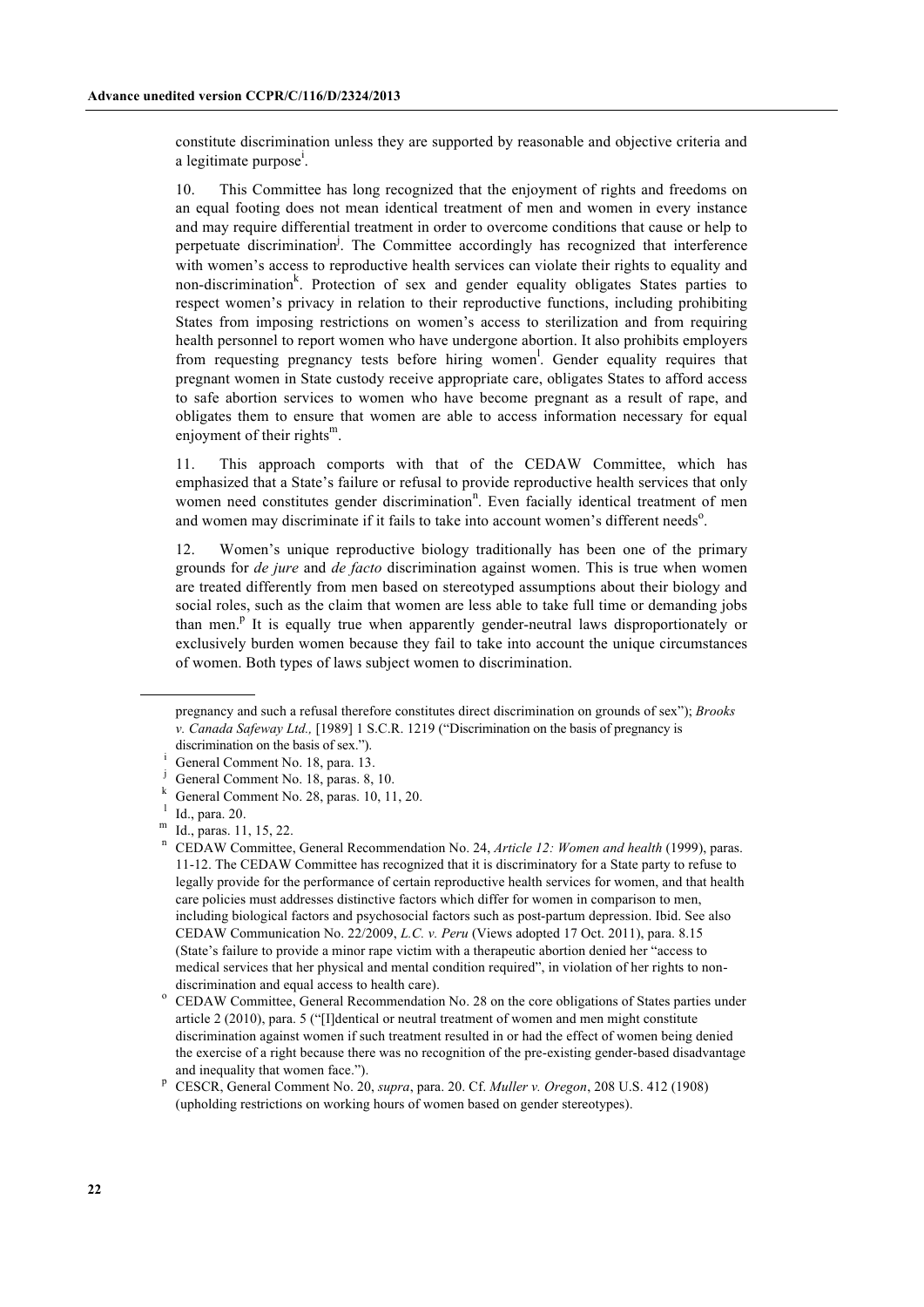constitute discrimination unless they are supported by reasonable and objective criteria and a legitimate purpose[i].

10. This Committee has long recognized that the enjoyment of rights and freedoms on an equal footing does not mean identical treatment of men and women in every instance and may require differential treatment in order to overcome conditions that cause or help to perpetuate discrimination[j]. The Committee accordingly has recognized that interference with women's access to reproductive health services can violate their rights to equality and non-discrimination[k]. Protection of sex and gender equality obligates States parties to respect women's privacy in relation to their reproductive functions, including prohibiting States from imposing restrictions on women's access to sterilization and from requiring health personnel to report women who have undergone abortion. It also prohibits employers from requesting pregnancy tests before hiring women[l]. Gender equality requires that pregnant women in State custody receive appropriate care, obligates States to afford access to safe abortion services to women who have become pregnant as a result of rape, and obligates them to ensure that women are able to access information necessary for equal enjoyment of their rights[m].

11. This approach comports with that of the CEDAW Committee, which has emphasized that a State's failure or refusal to provide reproductive health services that only women need constitutes gender discrimination[n]. Even facially identical treatment of men and women may discriminate if it fails to take into account women's different needs[o].

12. Women's unique reproductive biology traditionally has been one of the primary grounds for *de jure* and *de facto* discrimination against women. This is true when women are treated differently from men based on stereotyped assumptions about their biology and social roles, such as the claim that women are less able to take full time or demanding jobs than men.[p] It is equally true when apparently gender-neutral laws disproportionately or exclusively burden women because they fail to take into account the unique circumstances of women. Both types of laws subject women to discrimination.

---

pregnancy and such a refusal therefore constitutes direct discrimination on grounds of sex"); *Brooks v. Canada Safeway Ltd.,* [1989] 1 S.C.R. 1219 ("Discrimination on the basis of pregnancy is discrimination on the basis of sex.").

[i] General Comment No. 18, para. 13.

[j] General Comment No. 18, paras. 8, 10.

[k] General Comment No. 28, paras. 10, 11, 20.

[l] Id., para. 20.

[m] Id., paras. 11, 15, 22.

[n] CEDAW Committee, General Recommendation No. 24, *Article 12: Women and health* (1999), paras. 11-12. The CEDAW Committee has recognized that it is discriminatory for a State party to refuse to legally provide for the performance of certain reproductive health services for women, and that health care policies must addresses distinctive factors which differ for women in comparison to men, including biological factors and psychosocial factors such as post-partum depression. Ibid. See also CEDAW Communication No. 22/2009, *L.C. v. Peru* (Views adopted 17 Oct. 2011), para. 8.15 (State's failure to provide a minor rape victim with a therapeutic abortion denied her "access to medical services that her physical and mental condition required", in violation of her rights to non-discrimination and equal access to health care).

[o] CEDAW Committee, General Recommendation No. 28 on the core obligations of States parties under article 2 (2010), para. 5 ("[I]dentical or neutral treatment of women and men might constitute discrimination against women if such treatment resulted in or had the effect of women being denied the exercise of a right because there was no recognition of the pre-existing gender-based disadvantage and inequality that women face.").

[p] CESCR, General Comment No. 20, *supra*, para. 20. Cf. *Muller v. Oregon*, 208 U.S. 412 (1908) (upholding restrictions on working hours of women based on gender stereotypes).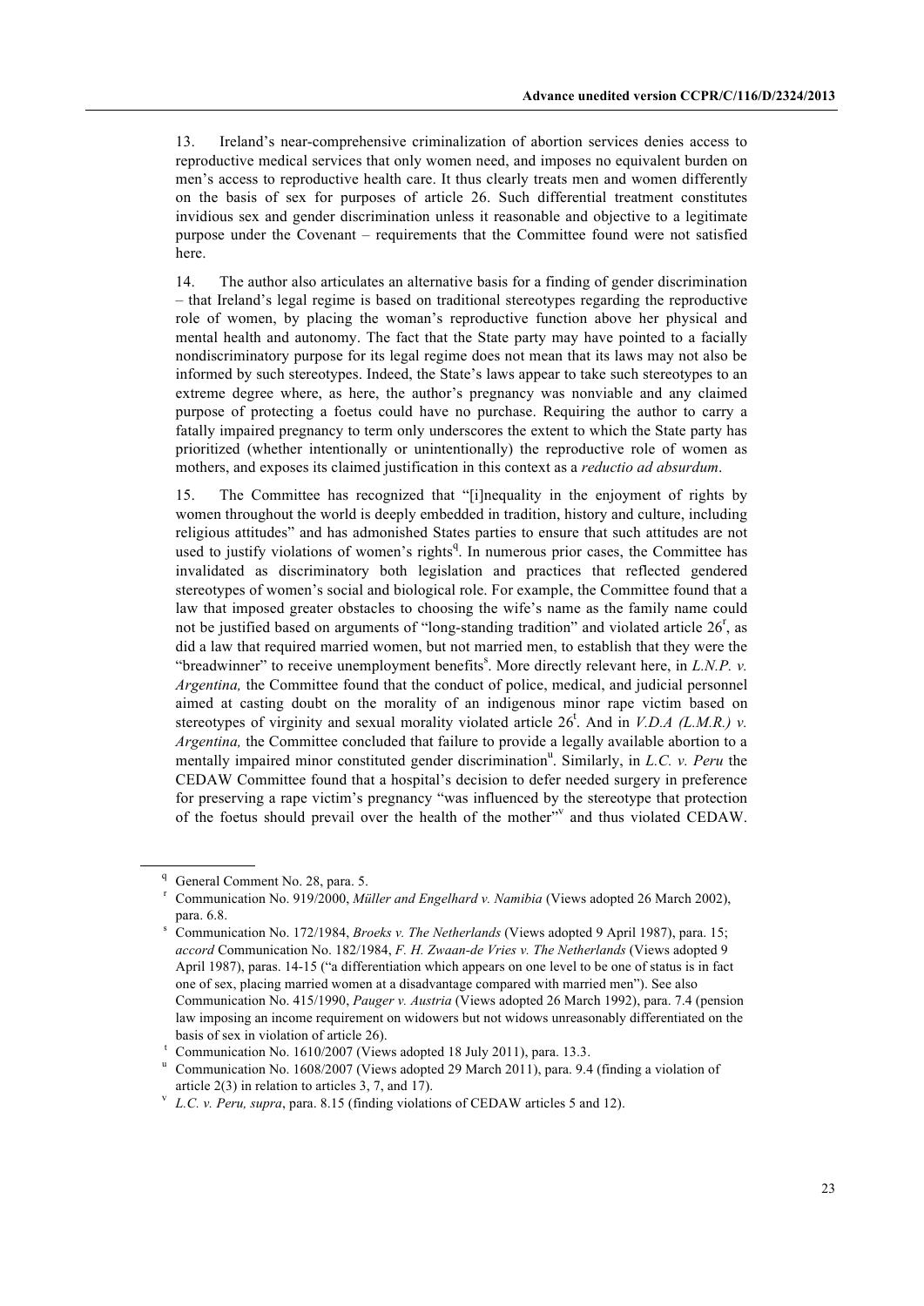13. Ireland's near-comprehensive criminalization of abortion services denies access to reproductive medical services that only women need, and imposes no equivalent burden on men's access to reproductive health care. It thus clearly treats men and women differently on the basis of sex for purposes of article 26. Such differential treatment constitutes invidious sex and gender discrimination unless it reasonable and objective to a legitimate purpose under the Covenant – requirements that the Committee found were not satisfied here.

14. The author also articulates an alternative basis for a finding of gender discrimination – that Ireland's legal regime is based on traditional stereotypes regarding the reproductive role of women, by placing the woman's reproductive function above her physical and mental health and autonomy. The fact that the State party may have pointed to a facially nondiscriminatory purpose for its legal regime does not mean that its laws may not also be informed by such stereotypes. Indeed, the State's laws appear to take such stereotypes to an extreme degree where, as here, the author's pregnancy was nonviable and any claimed purpose of protecting a foetus could have no purchase. Requiring the author to carry a fatally impaired pregnancy to term only underscores the extent to which the State party has prioritized (whether intentionally or unintentionally) the reproductive role of women as mothers, and exposes its claimed justification in this context as a *reductio ad absurdum*.

15. The Committee has recognized that "[i]nequality in the enjoyment of rights by women throughout the world is deeply embedded in tradition, history and culture, including religious attitudes" and has admonished States parties to ensure that such attitudes are not used to justify violations of women's rights[q]. In numerous prior cases, the Committee has invalidated as discriminatory both legislation and practices that reflected gendered stereotypes of women's social and biological role. For example, the Committee found that a law that imposed greater obstacles to choosing the wife's name as the family name could not be justified based on arguments of "long-standing tradition" and violated article 26[r], as did a law that required married women, but not married men, to establish that they were the "breadwinner" to receive unemployment benefits[s]. More directly relevant here, in *L.N.P. v. Argentina,* the Committee found that the conduct of police, medical, and judicial personnel aimed at casting doubt on the morality of an indigenous minor rape victim based on stereotypes of virginity and sexual morality violated article 26[t]. And in *V.D.A (L.M.R.) v. Argentina,* the Committee concluded that failure to provide a legally available abortion to a mentally impaired minor constituted gender discrimination[u]. Similarly, in *L.C. v. Peru* the CEDAW Committee found that a hospital's decision to defer needed surgery in preference for preserving a rape victim's pregnancy "was influenced by the stereotype that protection of the foetus should prevail over the health of the mother"[v] and thus violated CEDAW.

---

[q] General Comment No. 28, para. 5.

[r] Communication No. 919/2000, *Müller and Engelhard v. Namibia* (Views adopted 26 March 2002), para. 6.8.

[s] Communication No. 172/1984, *Broeks v. The Netherlands* (Views adopted 9 April 1987), para. 15; *accord* Communication No. 182/1984, *F. H. Zwaan-de Vries v. The Netherlands* (Views adopted 9 April 1987), paras. 14-15 ("a differentiation which appears on one level to be one of status is in fact one of sex, placing married women at a disadvantage compared with married men"). See also Communication No. 415/1990, *Pauger v. Austria* (Views adopted 26 March 1992), para. 7.4 (pension law imposing an income requirement on widowers but not widows unreasonably differentiated on the basis of sex in violation of article 26).

[t] Communication No. 1610/2007 (Views adopted 18 July 2011), para. 13.3.

[u] Communication No. 1608/2007 (Views adopted 29 March 2011), para. 9.4 (finding a violation of article 2(3) in relation to articles 3, 7, and 17).

[v] *L.C. v. Peru, supra*, para. 8.15 (finding violations of CEDAW articles 5 and 12).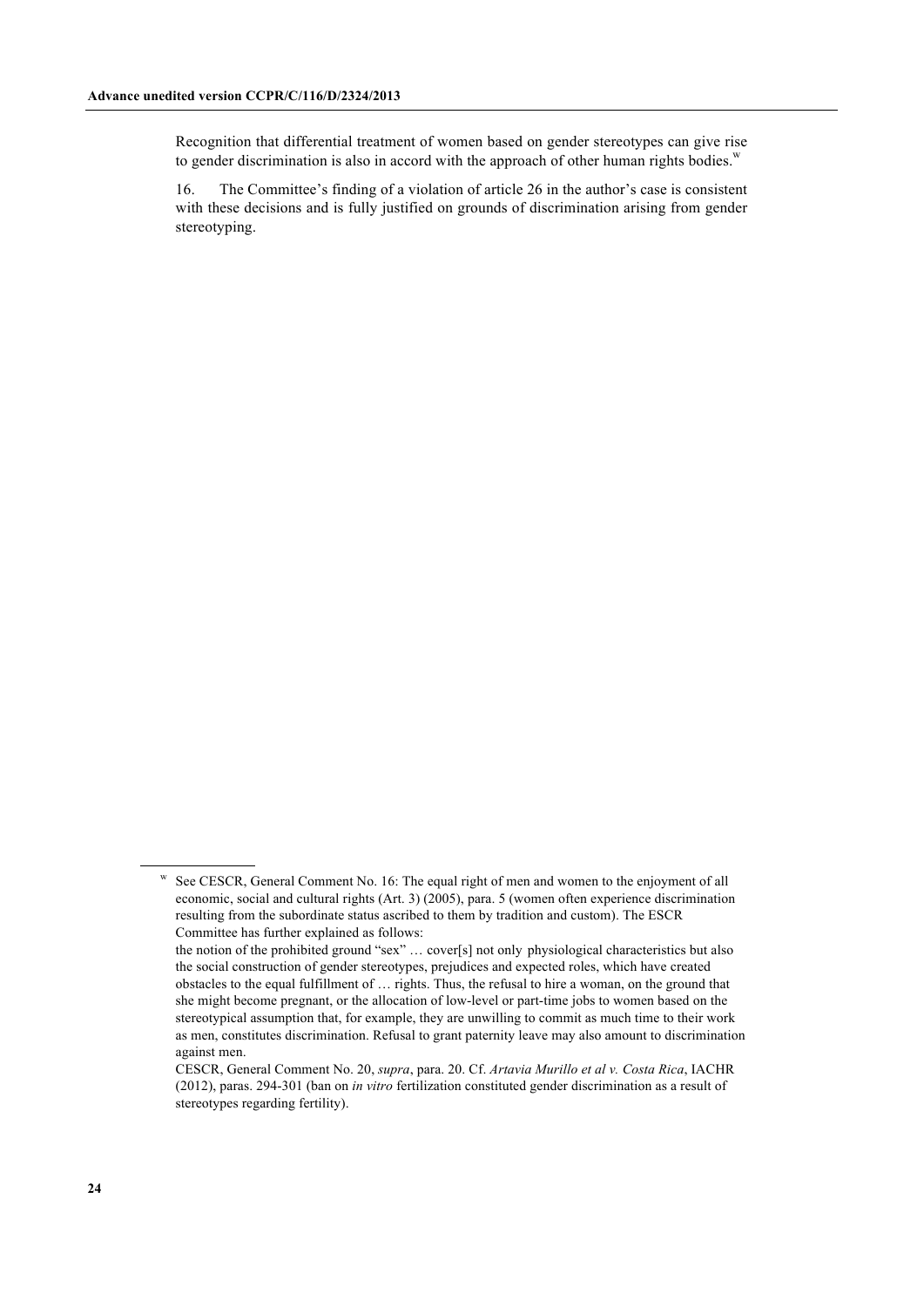Recognition that differential treatment of women based on gender stereotypes can give rise to gender discrimination is also in accord with the approach of other human rights bodies.[w]

16. The Committee's finding of a violation of article 26 in the author's case is consistent with these decisions and is fully justified on grounds of discrimination arising from gender stereotyping.

---

[w] See CESCR, General Comment No. 16: The equal right of men and women to the enjoyment of all economic, social and cultural rights (Art. 3) (2005), para. 5 (women often experience discrimination resulting from the subordinate status ascribed to them by tradition and custom). The ESCR Committee has further explained as follows:

the notion of the prohibited ground "sex" … cover[s] not only physiological characteristics but also the social construction of gender stereotypes, prejudices and expected roles, which have created obstacles to the equal fulfillment of … rights. Thus, the refusal to hire a woman, on the ground that she might become pregnant, or the allocation of low-level or part-time jobs to women based on the stereotypical assumption that, for example, they are unwilling to commit as much time to their work as men, constitutes discrimination. Refusal to grant paternity leave may also amount to discrimination against men.

CESCR, General Comment No. 20, *supra*, para. 20. Cf. *Artavia Murillo et al v. Costa Rica*, IACHR (2012), paras. 294-301 (ban on *in vitro* fertilization constituted gender discrimination as a result of stereotypes regarding fertility).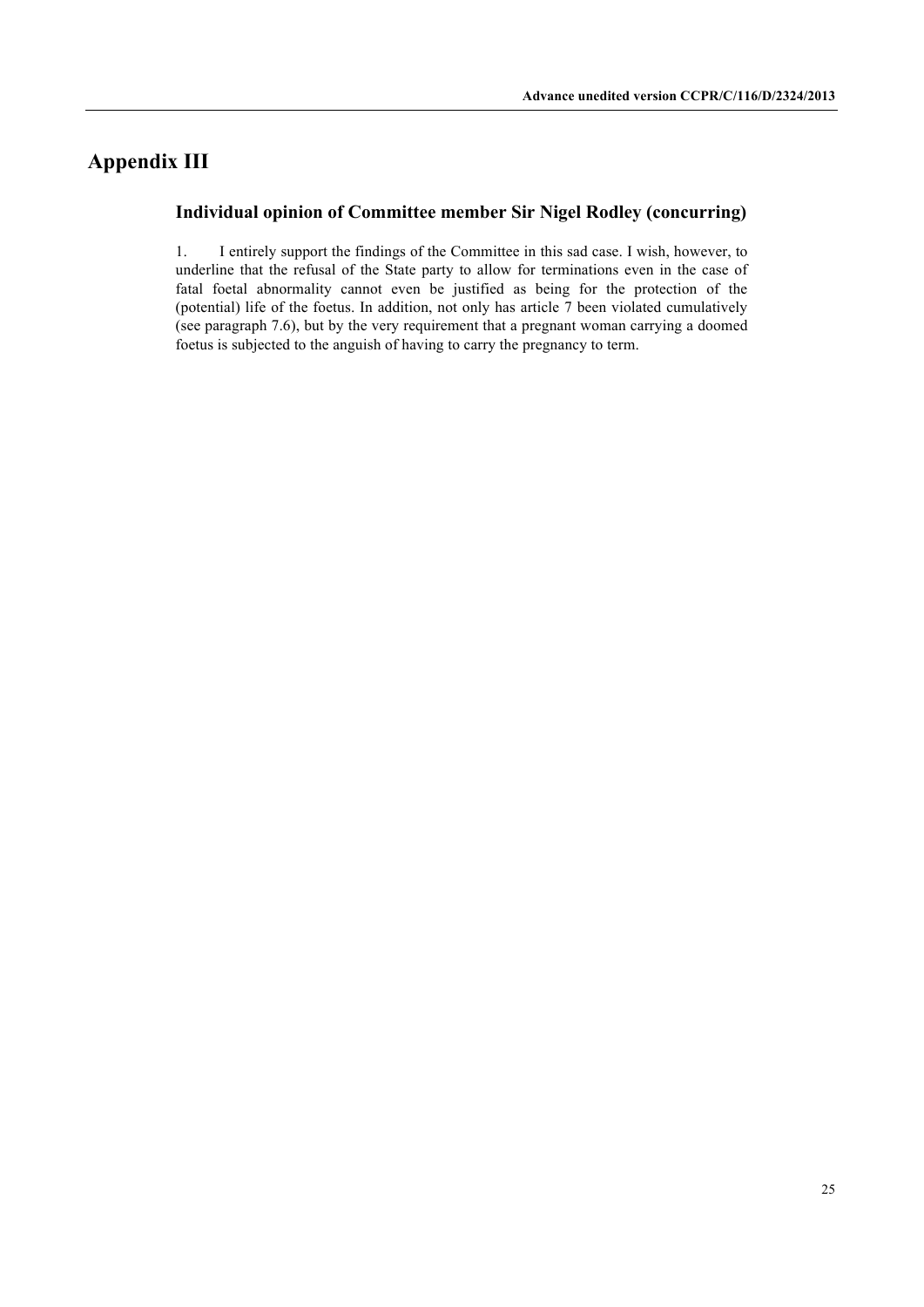# Appendix III

## Individual opinion of Committee member Sir Nigel Rodley (concurring)

1. I entirely support the findings of the Committee in this sad case. I wish, however, to underline that the refusal of the State party to allow for terminations even in the case of fatal foetal abnormality cannot even be justified as being for the protection of the (potential) life of the foetus. In addition, not only has article 7 been violated cumulatively (see paragraph 7.6), but by the very requirement that a pregnant woman carrying a doomed foetus is subjected to the anguish of having to carry the pregnancy to term.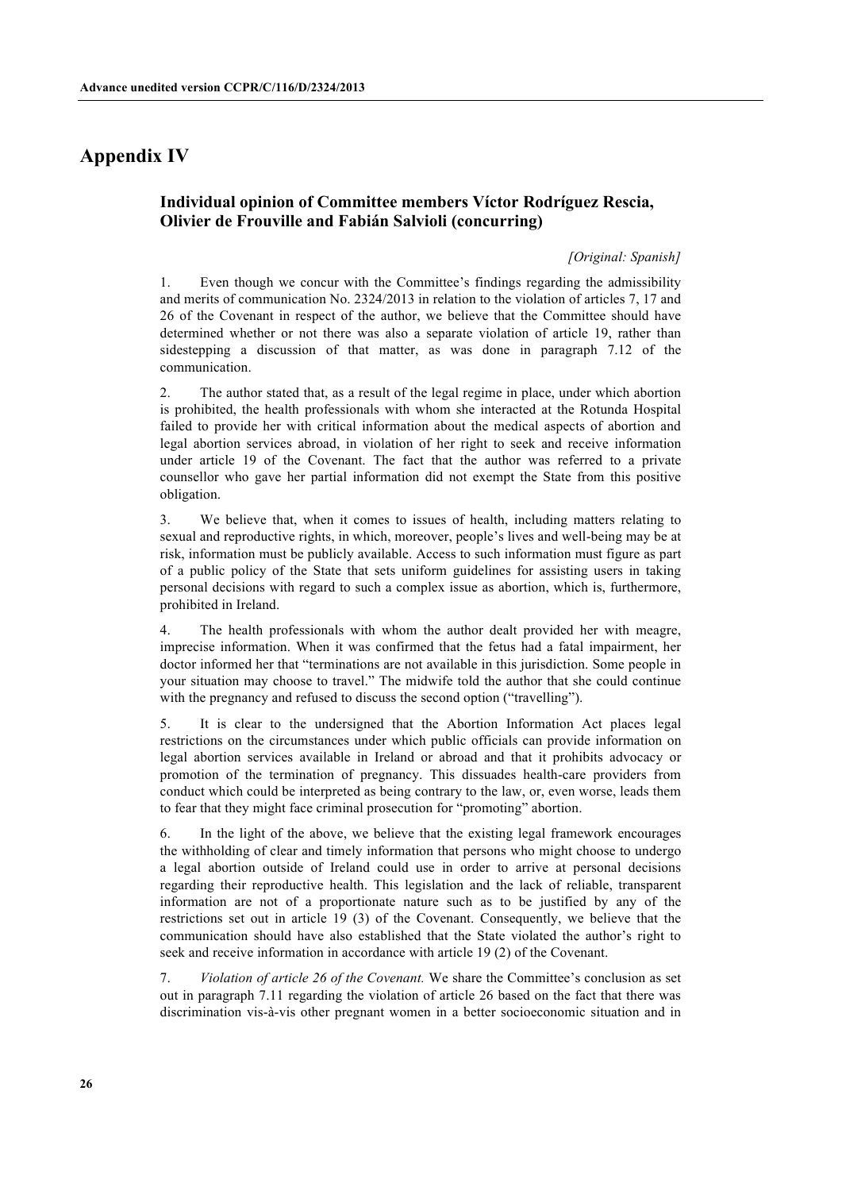# Appendix IV

## Individual opinion of Committee members Víctor Rodríguez Rescia, Olivier de Frouville and Fabián Salvioli (concurring)

*[Original: Spanish]*

1. Even though we concur with the Committee's findings regarding the admissibility and merits of communication No. 2324/2013 in relation to the violation of articles 7, 17 and 26 of the Covenant in respect of the author, we believe that the Committee should have determined whether or not there was also a separate violation of article 19, rather than sidestepping a discussion of that matter, as was done in paragraph 7.12 of the communication.

2. The author stated that, as a result of the legal regime in place, under which abortion is prohibited, the health professionals with whom she interacted at the Rotunda Hospital failed to provide her with critical information about the medical aspects of abortion and legal abortion services abroad, in violation of her right to seek and receive information under article 19 of the Covenant. The fact that the author was referred to a private counsellor who gave her partial information did not exempt the State from this positive obligation.

3. We believe that, when it comes to issues of health, including matters relating to sexual and reproductive rights, in which, moreover, people's lives and well-being may be at risk, information must be publicly available. Access to such information must figure as part of a public policy of the State that sets uniform guidelines for assisting users in taking personal decisions with regard to such a complex issue as abortion, which is, furthermore, prohibited in Ireland.

4. The health professionals with whom the author dealt provided her with meagre, imprecise information. When it was confirmed that the fetus had a fatal impairment, her doctor informed her that "terminations are not available in this jurisdiction. Some people in your situation may choose to travel." The midwife told the author that she could continue with the pregnancy and refused to discuss the second option ("travelling").

5. It is clear to the undersigned that the Abortion Information Act places legal restrictions on the circumstances under which public officials can provide information on legal abortion services available in Ireland or abroad and that it prohibits advocacy or promotion of the termination of pregnancy. This dissuades health-care providers from conduct which could be interpreted as being contrary to the law, or, even worse, leads them to fear that they might face criminal prosecution for "promoting" abortion.

6. In the light of the above, we believe that the existing legal framework encourages the withholding of clear and timely information that persons who might choose to undergo a legal abortion outside of Ireland could use in order to arrive at personal decisions regarding their reproductive health. This legislation and the lack of reliable, transparent information are not of a proportionate nature such as to be justified by any of the restrictions set out in article 19 (3) of the Covenant. Consequently, we believe that the communication should have also established that the State violated the author's right to seek and receive information in accordance with article 19 (2) of the Covenant.

7. *Violation of article 26 of the Covenant.* We share the Committee's conclusion as set out in paragraph 7.11 regarding the violation of article 26 based on the fact that there was discrimination vis-à-vis other pregnant women in a better socioeconomic situation and in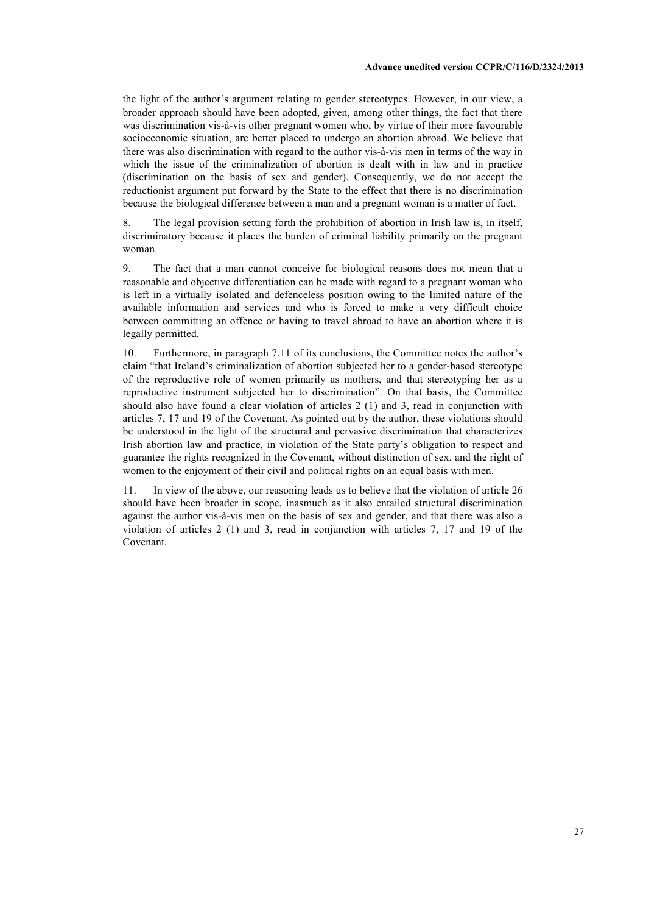the light of the author's argument relating to gender stereotypes. However, in our view, a broader approach should have been adopted, given, among other things, the fact that there was discrimination vis-à-vis other pregnant women who, by virtue of their more favourable socioeconomic situation, are better placed to undergo an abortion abroad. We believe that there was also discrimination with regard to the author vis-à-vis men in terms of the way in which the issue of the criminalization of abortion is dealt with in law and in practice (discrimination on the basis of sex and gender). Consequently, we do not accept the reductionist argument put forward by the State to the effect that there is no discrimination because the biological difference between a man and a pregnant woman is a matter of fact.

8. The legal provision setting forth the prohibition of abortion in Irish law is, in itself, discriminatory because it places the burden of criminal liability primarily on the pregnant woman.

9. The fact that a man cannot conceive for biological reasons does not mean that a reasonable and objective differentiation can be made with regard to a pregnant woman who is left in a virtually isolated and defenceless position owing to the limited nature of the available information and services and who is forced to make a very difficult choice between committing an offence or having to travel abroad to have an abortion where it is legally permitted.

10. Furthermore, in paragraph 7.11 of its conclusions, the Committee notes the author's claim "that Ireland's criminalization of abortion subjected her to a gender-based stereotype of the reproductive role of women primarily as mothers, and that stereotyping her as a reproductive instrument subjected her to discrimination". On that basis, the Committee should also have found a clear violation of articles 2 (1) and 3, read in conjunction with articles 7, 17 and 19 of the Covenant. As pointed out by the author, these violations should be understood in the light of the structural and pervasive discrimination that characterizes Irish abortion law and practice, in violation of the State party's obligation to respect and guarantee the rights recognized in the Covenant, without distinction of sex, and the right of women to the enjoyment of their civil and political rights on an equal basis with men.

11. In view of the above, our reasoning leads us to believe that the violation of article 26 should have been broader in scope, inasmuch as it also entailed structural discrimination against the author vis-à-vis men on the basis of sex and gender, and that there was also a violation of articles 2 (1) and 3, read in conjunction with articles 7, 17 and 19 of the Covenant.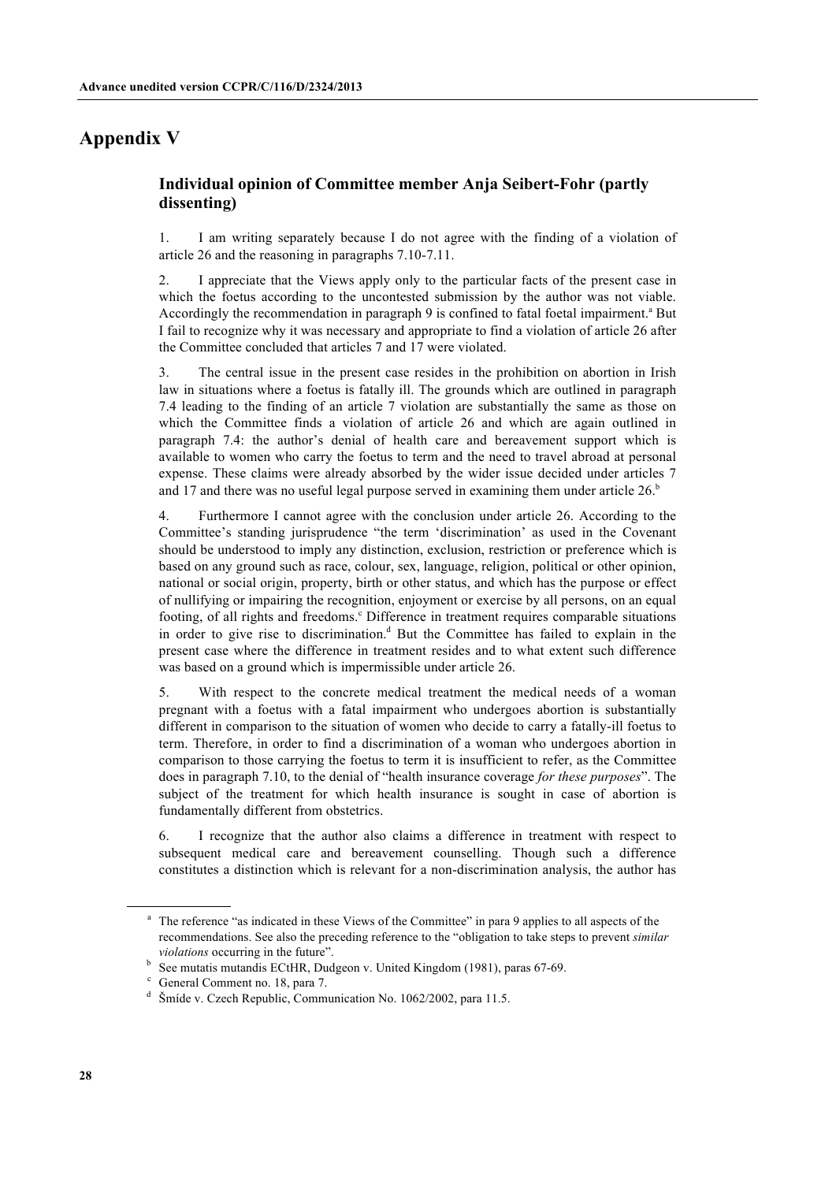# Appendix V

## Individual opinion of Committee member Anja Seibert-Fohr (partly dissenting)

1. I am writing separately because I do not agree with the finding of a violation of article 26 and the reasoning in paragraphs 7.10-7.11.

2. I appreciate that the Views apply only to the particular facts of the present case in which the foetus according to the uncontested submission by the author was not viable. Accordingly the recommendation in paragraph 9 is confined to fatal foetal impairment.[a] But I fail to recognize why it was necessary and appropriate to find a violation of article 26 after the Committee concluded that articles 7 and 17 were violated.

3. The central issue in the present case resides in the prohibition on abortion in Irish law in situations where a foetus is fatally ill. The grounds which are outlined in paragraph 7.4 leading to the finding of an article 7 violation are substantially the same as those on which the Committee finds a violation of article 26 and which are again outlined in paragraph 7.4: the author's denial of health care and bereavement support which is available to women who carry the foetus to term and the need to travel abroad at personal expense. These claims were already absorbed by the wider issue decided under articles 7 and 17 and there was no useful legal purpose served in examining them under article 26.[b]

4. Furthermore I cannot agree with the conclusion under article 26. According to the Committee's standing jurisprudence "the term 'discrimination' as used in the Covenant should be understood to imply any distinction, exclusion, restriction or preference which is based on any ground such as race, colour, sex, language, religion, political or other opinion, national or social origin, property, birth or other status, and which has the purpose or effect of nullifying or impairing the recognition, enjoyment or exercise by all persons, on an equal footing, of all rights and freedoms.[c] Difference in treatment requires comparable situations in order to give rise to discrimination.[d] But the Committee has failed to explain in the present case where the difference in treatment resides and to what extent such difference was based on a ground which is impermissible under article 26.

5. With respect to the concrete medical treatment the medical needs of a woman pregnant with a foetus with a fatal impairment who undergoes abortion is substantially different in comparison to the situation of women who decide to carry a fatally-ill foetus to term. Therefore, in order to find a discrimination of a woman who undergoes abortion in comparison to those carrying the foetus to term it is insufficient to refer, as the Committee does in paragraph 7.10, to the denial of "health insurance coverage *for these purposes*". The subject of the treatment for which health insurance is sought in case of abortion is fundamentally different from obstetrics.

6. I recognize that the author also claims a difference in treatment with respect to subsequent medical care and bereavement counselling. Though such a difference constitutes a distinction which is relevant for a non-discrimination analysis, the author has

---

[a] The reference "as indicated in these Views of the Committee" in para 9 applies to all aspects of the recommendations. See also the preceding reference to the "obligation to take steps to prevent *similar violations* occurring in the future".

[b] See mutatis mutandis ECtHR, Dudgeon v. United Kingdom (1981), paras 67-69.

[c] General Comment no. 18, para 7.

[d] Šmíde v. Czech Republic, Communication No. 1062/2002, para 11.5.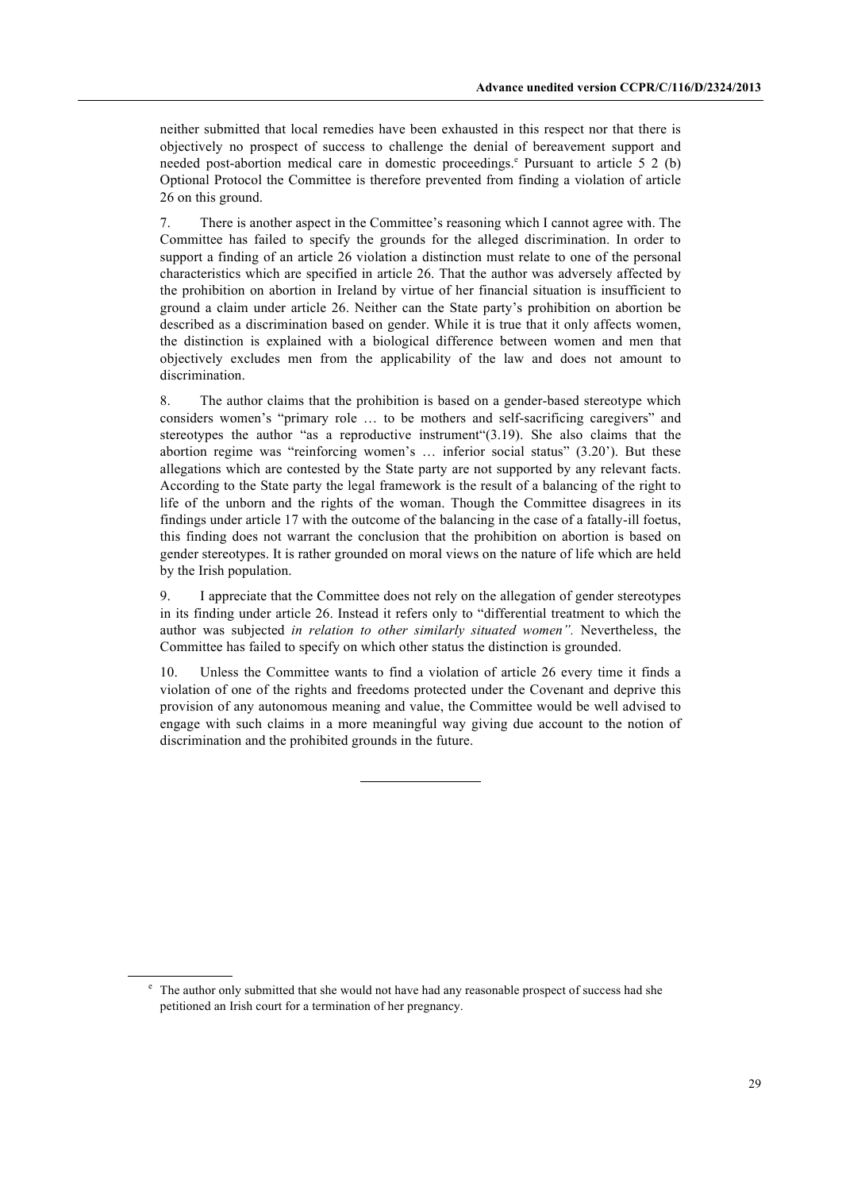neither submitted that local remedies have been exhausted in this respect nor that there is objectively no prospect of success to challenge the denial of bereavement support and needed post-abortion medical care in domestic proceedings.[e] Pursuant to article 5 2 (b) Optional Protocol the Committee is therefore prevented from finding a violation of article 26 on this ground.

7. There is another aspect in the Committee's reasoning which I cannot agree with. The Committee has failed to specify the grounds for the alleged discrimination. In order to support a finding of an article 26 violation a distinction must relate to one of the personal characteristics which are specified in article 26. That the author was adversely affected by the prohibition on abortion in Ireland by virtue of her financial situation is insufficient to ground a claim under article 26. Neither can the State party's prohibition on abortion be described as a discrimination based on gender. While it is true that it only affects women, the distinction is explained with a biological difference between women and men that objectively excludes men from the applicability of the law and does not amount to discrimination.

8. The author claims that the prohibition is based on a gender-based stereotype which considers women's "primary role … to be mothers and self-sacrificing caregivers" and stereotypes the author "as a reproductive instrument"(3.19). She also claims that the abortion regime was "reinforcing women's … inferior social status" (3.20'). But these allegations which are contested by the State party are not supported by any relevant facts. According to the State party the legal framework is the result of a balancing of the right to life of the unborn and the rights of the woman. Though the Committee disagrees in its findings under article 17 with the outcome of the balancing in the case of a fatally-ill foetus, this finding does not warrant the conclusion that the prohibition on abortion is based on gender stereotypes. It is rather grounded on moral views on the nature of life which are held by the Irish population.

9. I appreciate that the Committee does not rely on the allegation of gender stereotypes in its finding under article 26. Instead it refers only to "differential treatment to which the author was subjected *in relation to other similarly situated women".* Nevertheless, the Committee has failed to specify on which other status the distinction is grounded.

10. Unless the Committee wants to find a violation of article 26 every time it finds a violation of one of the rights and freedoms protected under the Covenant and deprive this provision of any autonomous meaning and value, the Committee would be well advised to engage with such claims in a more meaningful way giving due account to the notion of discrimination and the prohibited grounds in the future.

---

[e] The author only submitted that she would not have had any reasonable prospect of success had she petitioned an Irish court for a termination of her pregnancy.